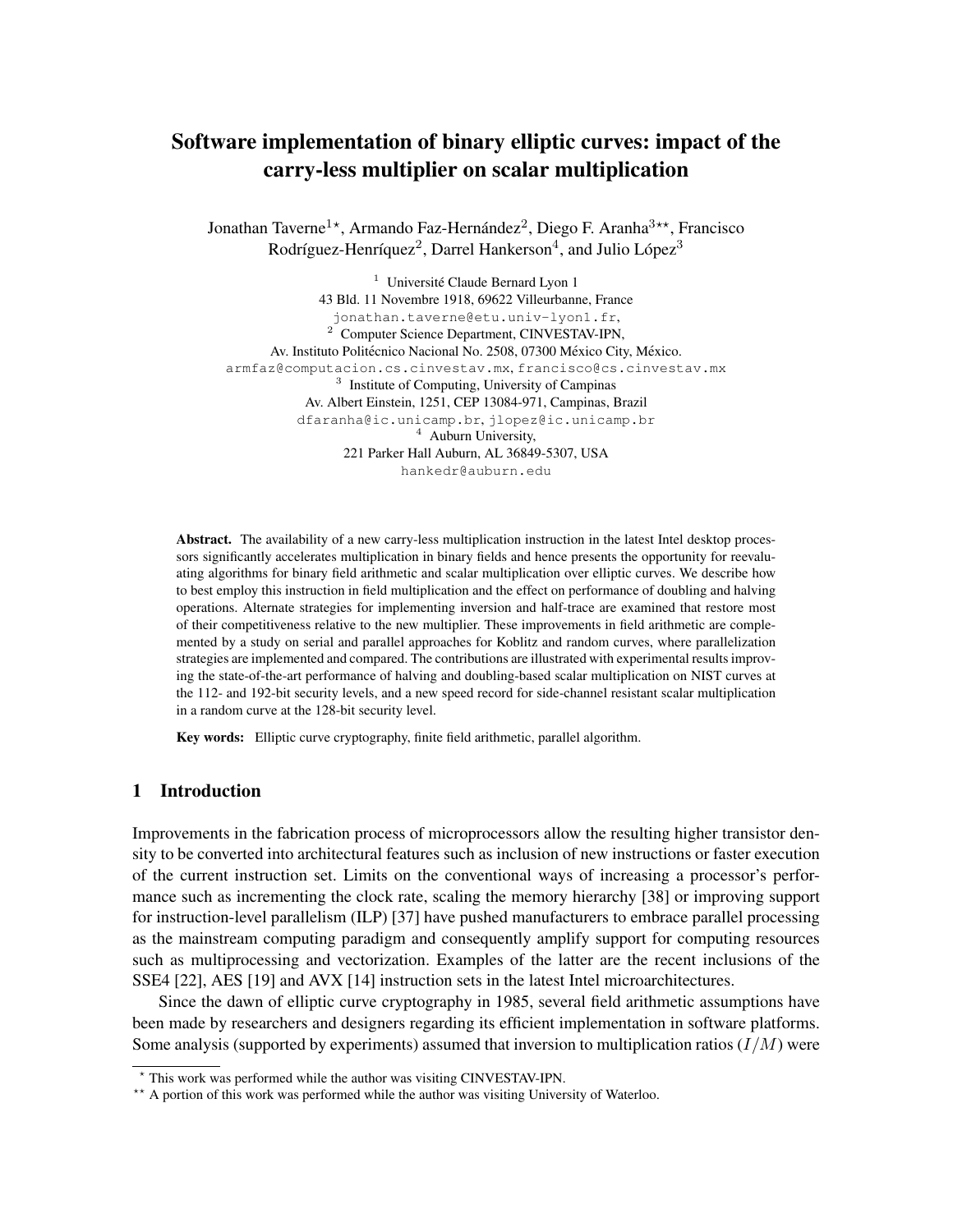# Software implementation of binary elliptic curves: impact of the carry-less multiplier on scalar multiplication

Jonathan Taverne[1⋆], Armando Faz-Hernández[2], Diego F. Aranha[3⋆⋆], Francisco Rodríguez-Henríquez[2], Darrel Hankerson[4], and Julio López[3]

[1] Université Claude Bernard Lyon 1
43 Bld. 11 Novembre 1918, 69622 Villeurbanne, France
jonathan.taverne@etu.univ-lyon1.fr,

[2] Computer Science Department, CINVESTAV-IPN,
Av. Instituto Politécnico Nacional No. 2508, 07300 México City, México.
armfaz@computacion.cs.cinvestav.mx, francisco@cs.cinvestav.mx

[3] Institute of Computing, University of Campinas
Av. Albert Einstein, 1251, CEP 13084-971, Campinas, Brazil
dfaranha@ic.unicamp.br, jlopez@ic.unicamp.br

[4] Auburn University,
221 Parker Hall Auburn, AL 36849-5307, USA
hankedr@auburn.edu

**Abstract.** The availability of a new carry-less multiplication instruction in the latest Intel desktop processors significantly accelerates multiplication in binary fields and hence presents the opportunity for reevaluating algorithms for binary field arithmetic and scalar multiplication over elliptic curves. We describe how to best employ this instruction in field multiplication and the effect on performance of doubling and halving operations. Alternate strategies for implementing inversion and half-trace are examined that restore most of their competitiveness relative to the new multiplier. These improvements in field arithmetic are complemented by a study on serial and parallel approaches for Koblitz and random curves, where parallelization strategies are implemented and compared. The contributions are illustrated with experimental results improving the state-of-the-art performance of halving and doubling-based scalar multiplication on NIST curves at the 112- and 192-bit security levels, and a new speed record for side-channel resistant scalar multiplication in a random curve at the 128-bit security level.

**Key words:** Elliptic curve cryptography, finite field arithmetic, parallel algorithm.

## 1 Introduction

Improvements in the fabrication process of microprocessors allow the resulting higher transistor density to be converted into architectural features such as inclusion of new instructions or faster execution of the current instruction set. Limits on the conventional ways of increasing a processor's performance such as incrementing the clock rate, scaling the memory hierarchy [38] or improving support for instruction-level parallelism (ILP) [37] have pushed manufacturers to embrace parallel processing as the mainstream computing paradigm and consequently amplify support for computing resources such as multiprocessing and vectorization. Examples of the latter are the recent inclusions of the SSE4 [22], AES [19] and AVX [14] instruction sets in the latest Intel microarchitectures.

Since the dawn of elliptic curve cryptography in 1985, several field arithmetic assumptions have been made by researchers and designers regarding its efficient implementation in software platforms. Some analysis (supported by experiments) assumed that inversion to multiplication ratios ($I/M$) were

⋆ This work was performed while the author was visiting CINVESTAV-IPN.

⋆⋆ A portion of this work was performed while the author was visiting University of Waterloo.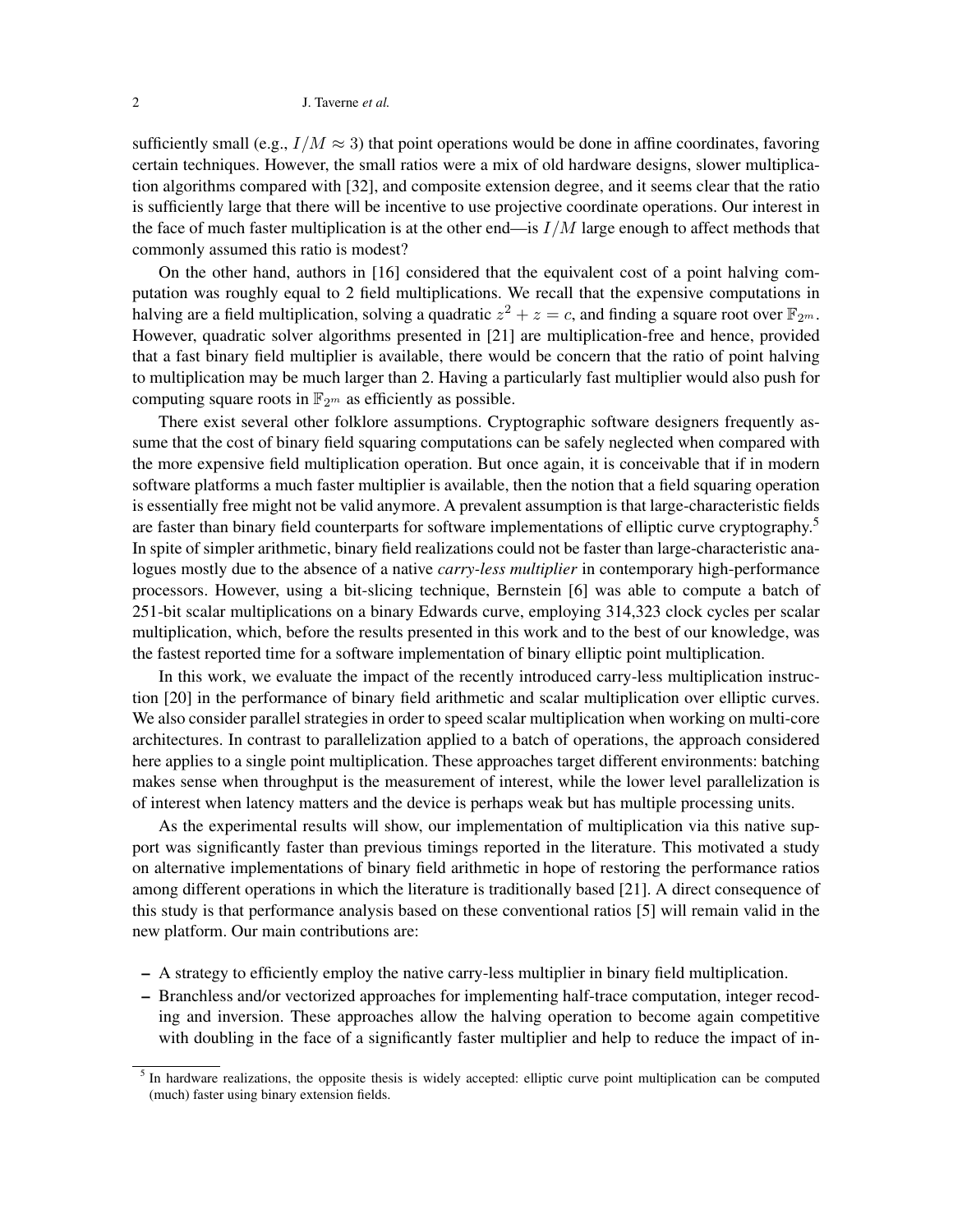sufficiently small (e.g., $I/M \approx 3$) that point operations would be done in affine coordinates, favoring certain techniques. However, the small ratios were a mix of old hardware designs, slower multiplication algorithms compared with [32], and composite extension degree, and it seems clear that the ratio is sufficiently large that there will be incentive to use projective coordinate operations. Our interest in the face of much faster multiplication is at the other end—is $I/M$ large enough to affect methods that commonly assumed this ratio is modest?

On the other hand, authors in [16] considered that the equivalent cost of a point halving computation was roughly equal to 2 field multiplications. We recall that the expensive computations in halving are a field multiplication, solving a quadratic $z^2 + z = c$, and finding a square root over $\mathbb{F}_{2^m}$. However, quadratic solver algorithms presented in [21] are multiplication-free and hence, provided that a fast binary field multiplier is available, there would be concern that the ratio of point halving to multiplication may be much larger than 2. Having a particularly fast multiplier would also push for computing square roots in $\mathbb{F}_{2^m}$ as efficiently as possible.

There exist several other folklore assumptions. Cryptographic software designers frequently assume that the cost of binary field squaring computations can be safely neglected when compared with the more expensive field multiplication operation. But once again, it is conceivable that if in modern software platforms a much faster multiplier is available, then the notion that a field squaring operation is essentially free might not be valid anymore. A prevalent assumption is that large-characteristic fields are faster than binary field counterparts for software implementations of elliptic curve cryptography.[5] In spite of simpler arithmetic, binary field realizations could not be faster than large-characteristic analogues mostly due to the absence of a native *carry-less multiplier* in contemporary high-performance processors. However, using a bit-slicing technique, Bernstein [6] was able to compute a batch of 251-bit scalar multiplications on a binary Edwards curve, employing 314,323 clock cycles per scalar multiplication, which, before the results presented in this work and to the best of our knowledge, was the fastest reported time for a software implementation of binary elliptic point multiplication.

In this work, we evaluate the impact of the recently introduced carry-less multiplication instruction [20] in the performance of binary field arithmetic and scalar multiplication over elliptic curves. We also consider parallel strategies in order to speed scalar multiplication when working on multi-core architectures. In contrast to parallelization applied to a batch of operations, the approach considered here applies to a single point multiplication. These approaches target different environments: batching makes sense when throughput is the measurement of interest, while the lower level parallelization is of interest when latency matters and the device is perhaps weak but has multiple processing units.

As the experimental results will show, our implementation of multiplication via this native support was significantly faster than previous timings reported in the literature. This motivated a study on alternative implementations of binary field arithmetic in hope of restoring the performance ratios among different operations in which the literature is traditionally based [21]. A direct consequence of this study is that performance analysis based on these conventional ratios [5] will remain valid in the new platform. Our main contributions are:

- A strategy to efficiently employ the native carry-less multiplier in binary field multiplication.
- Branchless and/or vectorized approaches for implementing half-trace computation, integer recoding and inversion. These approaches allow the halving operation to become again competitive with doubling in the face of a significantly faster multiplier and help to reduce the impact of in-

[5] In hardware realizations, the opposite thesis is widely accepted: elliptic curve point multiplication can be computed (much) faster using binary extension fields.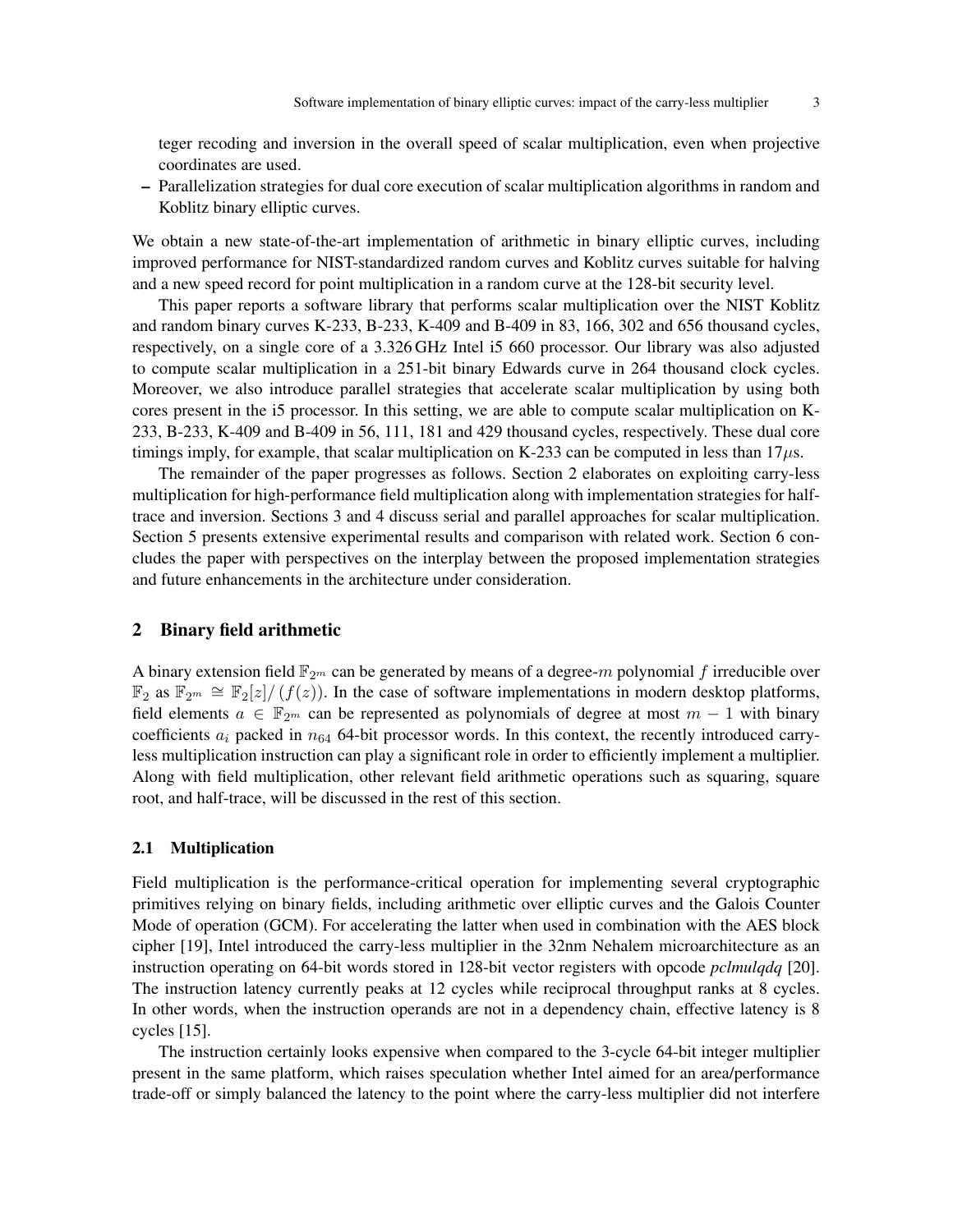teger recoding and inversion in the overall speed of scalar multiplication, even when projective coordinates are used.

- Parallelization strategies for dual core execution of scalar multiplication algorithms in random and Koblitz binary elliptic curves.

We obtain a new state-of-the-art implementation of arithmetic in binary elliptic curves, including improved performance for NIST-standardized random curves and Koblitz curves suitable for halving and a new speed record for point multiplication in a random curve at the 128-bit security level.

This paper reports a software library that performs scalar multiplication over the NIST Koblitz and random binary curves K-233, B-233, K-409 and B-409 in 83, 166, 302 and 656 thousand cycles, respectively, on a single core of a 3.326 GHz Intel i5 660 processor. Our library was also adjusted to compute scalar multiplication in a 251-bit binary Edwards curve in 264 thousand clock cycles. Moreover, we also introduce parallel strategies that accelerate scalar multiplication by using both cores present in the i5 processor. In this setting, we are able to compute scalar multiplication on K-233, B-233, K-409 and B-409 in 56, 111, 181 and 429 thousand cycles, respectively. These dual core timings imply, for example, that scalar multiplication on K-233 can be computed in less than $17\mu$s.

The remainder of the paper progresses as follows. Section 2 elaborates on exploiting carry-less multiplication for high-performance field multiplication along with implementation strategies for half-trace and inversion. Sections 3 and 4 discuss serial and parallel approaches for scalar multiplication. Section 5 presents extensive experimental results and comparison with related work. Section 6 concludes the paper with perspectives on the interplay between the proposed implementation strategies and future enhancements in the architecture under consideration.

## 2 Binary field arithmetic

A binary extension field $\mathbb{F}_{2^m}$ can be generated by means of a degree-$m$ polynomial $f$ irreducible over $\mathbb{F}_2$ as $\mathbb{F}_{2^m} \cong \mathbb{F}_2[z]/(f(z))$. In the case of software implementations in modern desktop platforms, field elements $a \in \mathbb{F}_{2^m}$ can be represented as polynomials of degree at most $m-1$ with binary coefficients $a_i$ packed in $n_{64}$ 64-bit processor words. In this context, the recently introduced carry-less multiplication instruction can play a significant role in order to efficiently implement a multiplier. Along with field multiplication, other relevant field arithmetic operations such as squaring, square root, and half-trace, will be discussed in the rest of this section.

### 2.1 Multiplication

Field multiplication is the performance-critical operation for implementing several cryptographic primitives relying on binary fields, including arithmetic over elliptic curves and the Galois Counter Mode of operation (GCM). For accelerating the latter when used in combination with the AES block cipher [19], Intel introduced the carry-less multiplier in the 32nm Nehalem microarchitecture as an instruction operating on 64-bit words stored in 128-bit vector registers with opcode *pclmulqdq* [20]. The instruction latency currently peaks at 12 cycles while reciprocal throughput ranks at 8 cycles. In other words, when the instruction operands are not in a dependency chain, effective latency is 8 cycles [15].

The instruction certainly looks expensive when compared to the 3-cycle 64-bit integer multiplier present in the same platform, which raises speculation whether Intel aimed for an area/performance trade-off or simply balanced the latency to the point where the carry-less multiplier did not interfere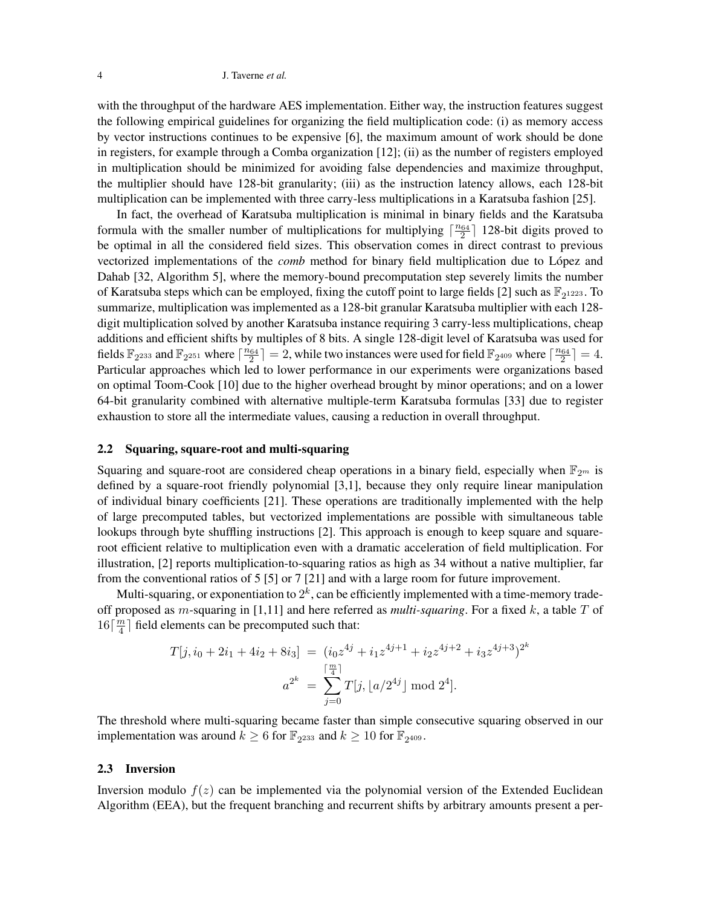with the throughput of the hardware AES implementation. Either way, the instruction features suggest the following empirical guidelines for organizing the field multiplication code: (i) as memory access by vector instructions continues to be expensive [6], the maximum amount of work should be done in registers, for example through a Comba organization [12]; (ii) as the number of registers employed in multiplication should be minimized for avoiding false dependencies and maximize throughput, the multiplier should have 128-bit granularity; (iii) as the instruction latency allows, each 128-bit multiplication can be implemented with three carry-less multiplications in a Karatsuba fashion [25].

In fact, the overhead of Karatsuba multiplication is minimal in binary fields and the Karatsuba formula with the smaller number of multiplications for multiplying $\lceil \frac{n_{64}}{2} \rceil$ 128-bit digits proved to be optimal in all the considered field sizes. This observation comes in direct contrast to previous vectorized implementations of the *comb* method for binary field multiplication due to López and Dahab [32, Algorithm 5], where the memory-bound precomputation step severely limits the number of Karatsuba steps which can be employed, fixing the cutoff point to large fields [2] such as $\mathbb{F}_{2^{1223}}$. To summarize, multiplication was implemented as a 128-bit granular Karatsuba multiplier with each 128-digit multiplication solved by another Karatsuba instance requiring 3 carry-less multiplications, cheap additions and efficient shifts by multiples of 8 bits. A single 128-digit level of Karatsuba was used for fields $\mathbb{F}_{2^{233}}$ and $\mathbb{F}_{2^{251}}$ where $\lceil \frac{n_{64}}{2} \rceil = 2$, while two instances were used for field $\mathbb{F}_{2^{409}}$ where $\lceil \frac{n_{64}}{2} \rceil = 4$. Particular approaches which led to lower performance in our experiments were organizations based on optimal Toom-Cook [10] due to the higher overhead brought by minor operations; and on a lower 64-bit granularity combined with alternative multiple-term Karatsuba formulas [33] due to register exhaustion to store all the intermediate values, causing a reduction in overall throughput.

## 2.2 Squaring, square-root and multi-squaring

Squaring and square-root are considered cheap operations in a binary field, especially when $\mathbb{F}_{2^m}$ is defined by a square-root friendly polynomial [3,1], because they only require linear manipulation of individual binary coefficients [21]. These operations are traditionally implemented with the help of large precomputed tables, but vectorized implementations are possible with simultaneous table lookups through byte shuffling instructions [2]. This approach is enough to keep square and square-root efficient relative to multiplication even with a dramatic acceleration of field multiplication. For illustration, [2] reports multiplication-to-squaring ratios as high as 34 without a native multiplier, far from the conventional ratios of 5 [5] or 7 [21] and with a large room for future improvement.

Multi-squaring, or exponentiation to $2^k$, can be efficiently implemented with a time-memory trade-off proposed as $m$-squaring in [1,11] and here referred as *multi-squaring*. For a fixed $k$, a table $T$ of $16\lceil \frac{m}{4} \rceil$ field elements can be precomputed such that:

$$
\begin{aligned}
T[j, i_0 + 2i_1 + 4i_2 + 8i_3] &= (i_0 z^{4j} + i_1 z^{4j+1} + i_2 z^{4j+2} + i_3 z^{4j+3})^{2^k} \\
a^{2^k} &= \sum_{j=0}^{\lceil \frac{m}{4} \rceil} T[j, \lfloor a/2^{4j} \rfloor \bmod 2^4].
\end{aligned}
$$

The threshold where multi-squaring became faster than simple consecutive squaring observed in our implementation was around $k \geq 6$ for $\mathbb{F}_{2^{233}}$ and $k \geq 10$ for $\mathbb{F}_{2^{409}}$.

## 2.3 Inversion

Inversion modulo $f(z)$ can be implemented via the polynomial version of the Extended Euclidean Algorithm (EEA), but the frequent branching and recurrent shifts by arbitrary amounts present a per-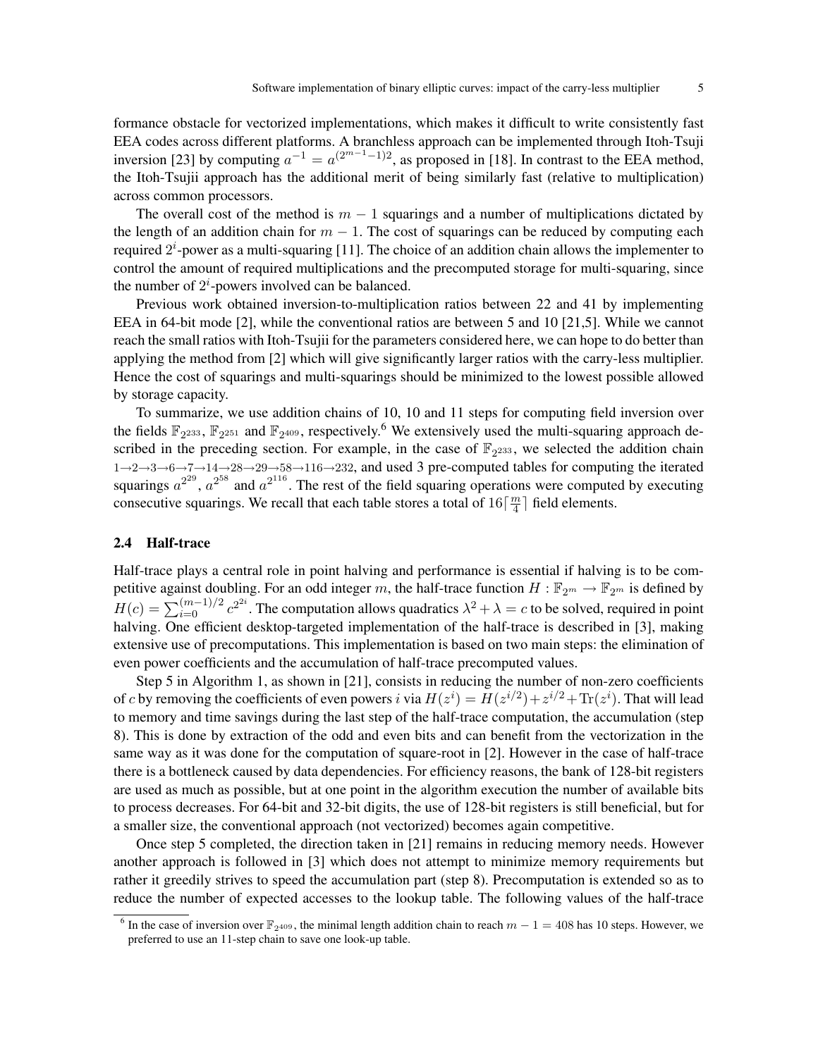formance obstacle for vectorized implementations, which makes it difficult to write consistently fast EEA codes across different platforms. A branchless approach can be implemented through Itoh-Tsuji inversion [23] by computing $a^{-1} = a^{(2^{m-1}-1)2}$, as proposed in [18]. In contrast to the EEA method, the Itoh-Tsujii approach has the additional merit of being similarly fast (relative to multiplication) across common processors.

The overall cost of the method is $m-1$ squarings and a number of multiplications dictated by the length of an addition chain for $m-1$. The cost of squarings can be reduced by computing each required $2^i$-power as a multi-squaring [11]. The choice of an addition chain allows the implementer to control the amount of required multiplications and the precomputed storage for multi-squaring, since the number of $2^i$-powers involved can be balanced.

Previous work obtained inversion-to-multiplication ratios between 22 and 41 by implementing EEA in 64-bit mode [2], while the conventional ratios are between 5 and 10 [21,5]. While we cannot reach the small ratios with Itoh-Tsujii for the parameters considered here, we can hope to do better than applying the method from [2] which will give significantly larger ratios with the carry-less multiplier. Hence the cost of squarings and multi-squarings should be minimized to the lowest possible allowed by storage capacity.

To summarize, we use addition chains of 10, 10 and 11 steps for computing field inversion over the fields $\mathbb{F}_{2^{233}}$, $\mathbb{F}_{2^{251}}$ and $\mathbb{F}_{2^{409}}$, respectively.[6] We extensively used the multi-squaring approach described in the preceding section. For example, in the case of $\mathbb{F}_{2^{233}}$, we selected the addition chain 1→2→3→6→7→14→28→29→58→116→232, and used 3 pre-computed tables for computing the iterated squarings $a^{2^{29}}$, $a^{2^{58}}$ and $a^{2^{116}}$. The rest of the field squaring operations were computed by executing consecutive squarings. We recall that each table stores a total of $16\lceil \frac{m}{4} \rceil$ field elements.

### 2.4 Half-trace

Half-trace plays a central role in point halving and performance is essential if halving is to be competitive against doubling. For an odd integer $m$, the half-trace function $H : \mathbb{F}_{2^m} \to \mathbb{F}_{2^m}$ is defined by $H(c) = \sum_{i=0}^{(m-1)/2} c^{2^{2i}}$. The computation allows quadratics $\lambda^2 + \lambda = c$ to be solved, required in point halving. One efficient desktop-targeted implementation of the half-trace is described in [3], making extensive use of precomputations. This implementation is based on two main steps: the elimination of even power coefficients and the accumulation of half-trace precomputed values.

Step 5 in Algorithm 1, as shown in [21], consists in reducing the number of non-zero coefficients of $c$ by removing the coefficients of even powers $i$ via $H(z^i) = H(z^{i/2}) + z^{i/2} + \mathrm{Tr}(z^i)$. That will lead to memory and time savings during the last step of the half-trace computation, the accumulation (step 8). This is done by extraction of the odd and even bits and can benefit from the vectorization in the same way as it was done for the computation of square-root in [2]. However in the case of half-trace there is a bottleneck caused by data dependencies. For efficiency reasons, the bank of 128-bit registers are used as much as possible, but at one point in the algorithm execution the number of available bits to process decreases. For 64-bit and 32-bit digits, the use of 128-bit registers is still beneficial, but for a smaller size, the conventional approach (not vectorized) becomes again competitive.

Once step 5 completed, the direction taken in [21] remains in reducing memory needs. However another approach is followed in [3] which does not attempt to minimize memory requirements but rather it greedily strives to speed the accumulation part (step 8). Precomputation is extended so as to reduce the number of expected accesses to the lookup table. The following values of the half-trace

[6] In the case of inversion over $\mathbb{F}_{2^{409}}$, the minimal length addition chain to reach $m-1 = 408$ has 10 steps. However, we preferred to use an 11-step chain to save one look-up table.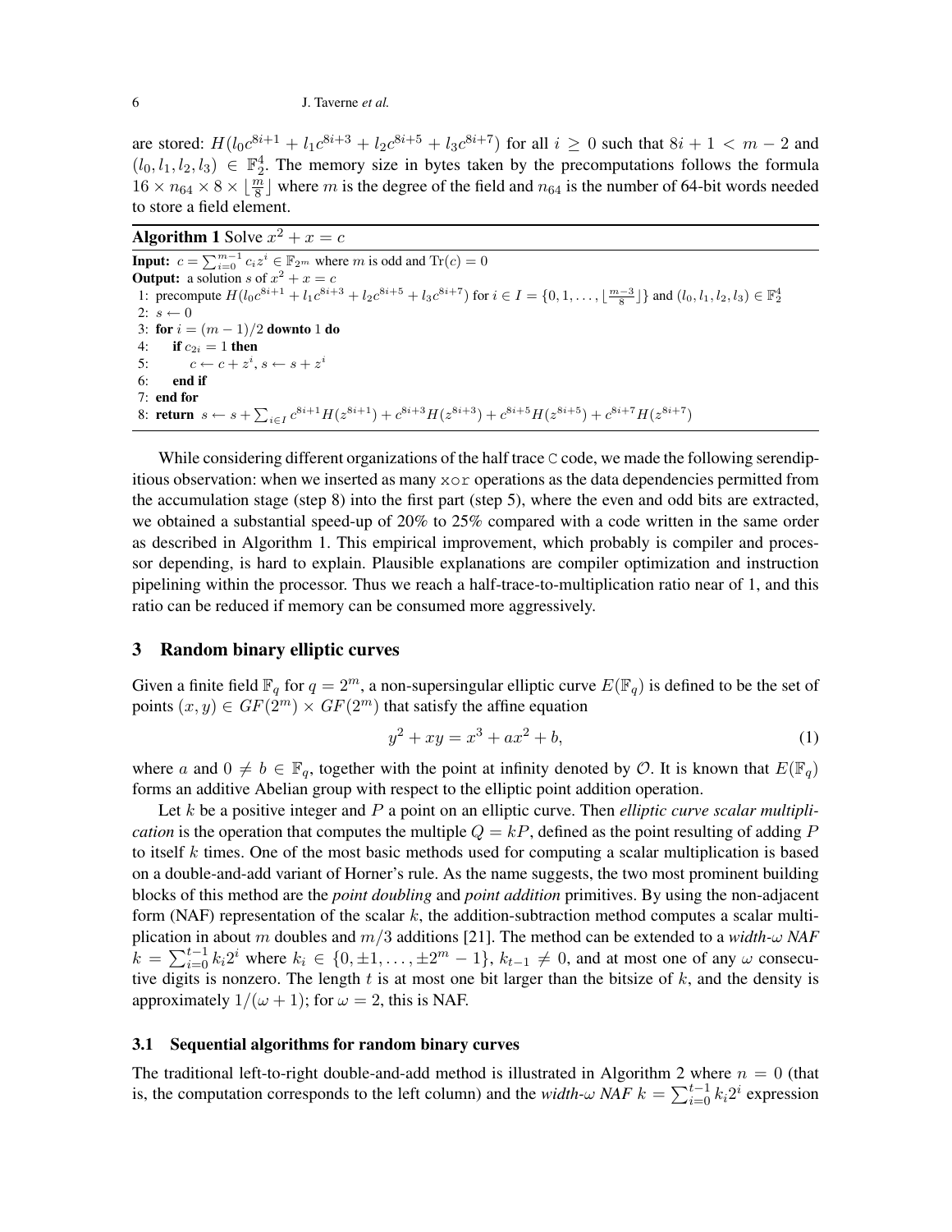are stored: $H(l_0 c^{8i+1} + l_1 c^{8i+3} + l_2 c^{8i+5} + l_3 c^{8i+7})$ for all $i \geq 0$ such that $8i + 1 < m - 2$ and $(l_0, l_1, l_2, l_3) \in \mathbb{F}_2^4$. The memory size in bytes taken by the precomputations follows the formula $16 \times n_{64} \times 8 \times \lfloor \frac{m}{8} \rfloor$ where $m$ is the degree of the field and $n_{64}$ is the number of 64-bit words needed to store a field element.

**Algorithm 1** Solve $x^2 + x = c$

**Input:** $c = \sum_{i=0}^{m-1} c_i z^i \in \mathbb{F}_{2^m}$ where $m$ is odd and $\mathrm{Tr}(c) = 0$
**Output:** a solution $s$ of $x^2 + x = c$

1: precompute $H(l_0 c^{8i+1} + l_1 c^{8i+3} + l_2 c^{8i+5} + l_3 c^{8i+7})$ for $i \in I = \{0, 1, \ldots, \lfloor \frac{m-3}{8} \rfloor\}$ and $(l_0, l_1, l_2, l_3) \in \mathbb{F}_2^4$
2: $s \leftarrow 0$
3: **for** $i = (m-1)/2$ **downto** 1 **do**
4: &nbsp;&nbsp;&nbsp;&nbsp;**if** $c_{2i} = 1$ **then**
5: &nbsp;&nbsp;&nbsp;&nbsp;&nbsp;&nbsp;&nbsp;&nbsp;$c \leftarrow c + z^i$, $s \leftarrow s + z^i$
6: &nbsp;&nbsp;&nbsp;&nbsp;**end if**
7: **end for**
8: **return** $s \leftarrow s + \sum_{i \in I} c^{8i+1} H(z^{8i+1}) + c^{8i+3} H(z^{8i+3}) + c^{8i+5} H(z^{8i+5}) + c^{8i+7} H(z^{8i+7})$

While considering different organizations of the half trace C code, we made the following serendipitious observation: when we inserted as many xor operations as the data dependencies permitted from the accumulation stage (step 8) into the first part (step 5), where the even and odd bits are extracted, we obtained a substantial speed-up of 20% to 25% compared with a code written in the same order as described in Algorithm 1. This empirical improvement, which probably is compiler and processor depending, is hard to explain. Plausible explanations are compiler optimization and instruction pipelining within the processor. Thus we reach a half-trace-to-multiplication ratio near of 1, and this ratio can be reduced if memory can be consumed more aggressively.

## 3 Random binary elliptic curves

Given a finite field $\mathbb{F}_q$ for $q = 2^m$, a non-supersingular elliptic curve $E(\mathbb{F}_q)$ is defined to be the set of points $(x, y) \in GF(2^m) \times GF(2^m)$ that satisfy the affine equation

$$y^2 + xy = x^3 + ax^2 + b, \tag{1}$$

where $a$ and $0 \neq b \in \mathbb{F}_q$, together with the point at infinity denoted by $\mathcal{O}$. It is known that $E(\mathbb{F}_q)$ forms an additive Abelian group with respect to the elliptic point addition operation.

Let $k$ be a positive integer and $P$ a point on an elliptic curve. Then *elliptic curve scalar multiplication* is the operation that computes the multiple $Q = kP$, defined as the point resulting of adding $P$ to itself $k$ times. One of the most basic methods used for computing a scalar multiplication is based on a double-and-add variant of Horner's rule. As the name suggests, the two most prominent building blocks of this method are the *point doubling* and *point addition* primitives. By using the non-adjacent form (NAF) representation of the scalar $k$, the addition-subtraction method computes a scalar multiplication in about $m$ doubles and $m/3$ additions [21]. The method can be extended to a *width-$\omega$ NAF* $k = \sum_{i=0}^{t-1} k_i 2^i$ where $k_i \in \{0, \pm 1, \ldots, \pm 2^m - 1\}$, $k_{t-1} \neq 0$, and at most one of any $\omega$ consecutive digits is nonzero. The length $t$ is at most one bit larger than the bitsize of $k$, and the density is approximately $1/(\omega + 1)$; for $\omega = 2$, this is NAF.

### 3.1 Sequential algorithms for random binary curves

The traditional left-to-right double-and-add method is illustrated in Algorithm 2 where $n = 0$ (that is, the computation corresponds to the left column) and the *width-$\omega$ NAF* $k = \sum_{i=0}^{t-1} k_i 2^i$ expression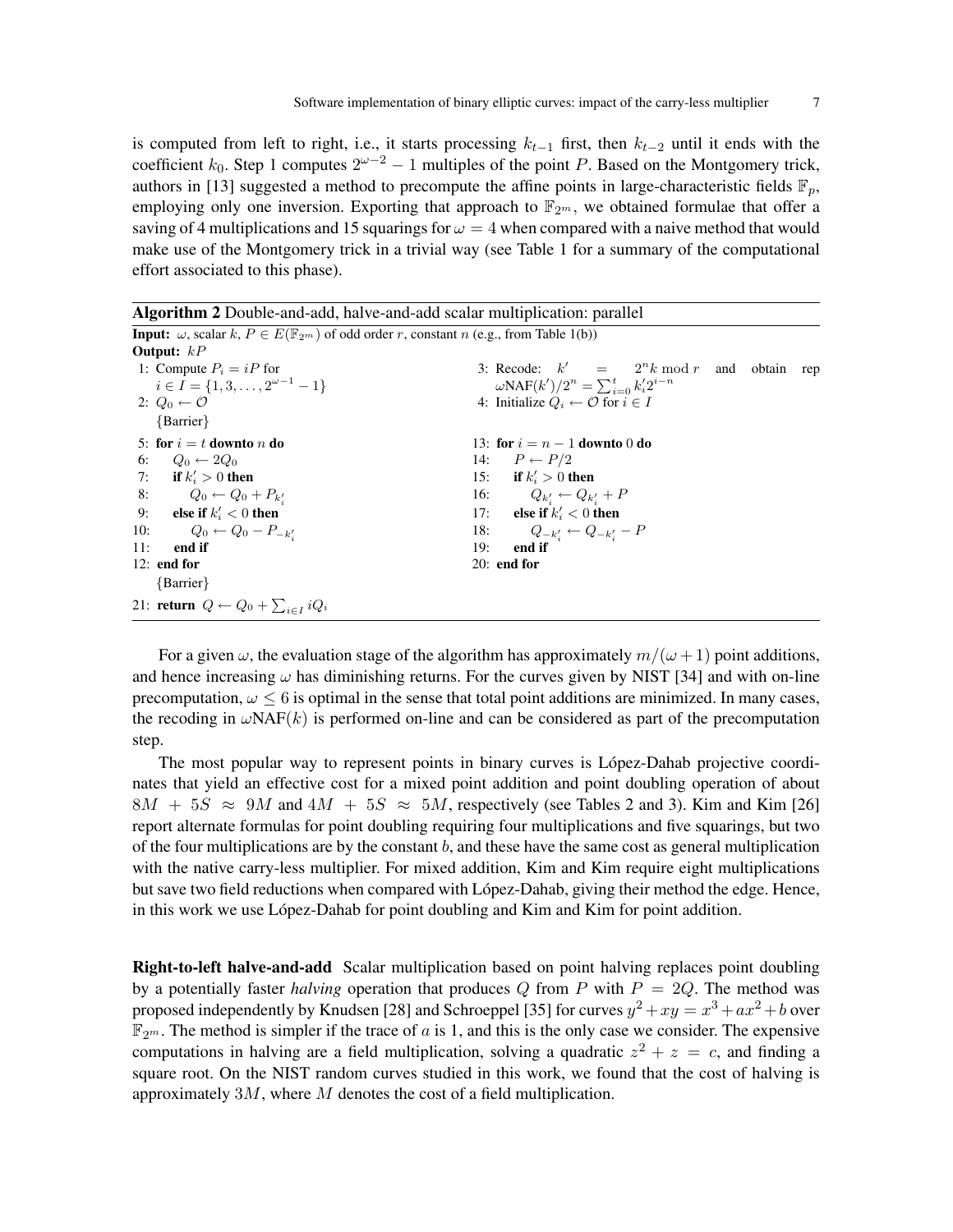is computed from left to right, i.e., it starts processing $k_{t-1}$ first, then $k_{t-2}$ until it ends with the coefficient $k_0$. Step 1 computes $2^{\omega-2}-1$ multiples of the point $P$. Based on the Montgomery trick, authors in [13] suggested a method to precompute the affine points in large-characteristic fields $\mathbb{F}_p$, employing only one inversion. Exporting that approach to $\mathbb{F}_{2^m}$, we obtained formulae that offer a saving of 4 multiplications and 15 squarings for $\omega = 4$ when compared with a naive method that would make use of the Montgomery trick in a trivial way (see Table 1 for a summary of the computational effort associated to this phase).

**Algorithm 2** Double-and-add, halve-and-add scalar multiplication: parallel

**Input:** $\omega$, scalar $k$, $P \in E(\mathbb{F}_{2^m})$ of odd order $r$, constant $n$ (e.g., from Table 1(b))
**Output:** $kP$

```
1: Compute P_i = iP for
   i ∈ I = {1, 3, ..., 2^{ω-1} - 1}
2: Q_0 ← O
   {Barrier}
5: for i = t downto n do
6:    Q_0 ← 2Q_0
7:    if k'_i > 0 then
8:       Q_0 ← Q_0 + P_{k'_i}
9:    else if k'_i < 0 then
10:      Q_0 ← Q_0 - P_{-k'_i}
11:   end if
12: end for
   {Barrier}

3: Recode: k' = 2^n k mod r and obtain rep
   ωNAF(k')/2^n = Σ_{i=0}^{t} k'_i 2^{i-n}
4: Initialize Q_i ← O for i ∈ I

13: for i = n - 1 downto 0 do
14:    P ← P/2
15:    if k'_i > 0 then
16:       Q_{k'_i} ← Q_{k'_i} + P
17:    else if k'_i < 0 then
18:       Q_{-k'_i} ← Q_{-k'_i} - P
19:    end if
20: end for

21: return Q ← Q_0 + Σ_{i∈I} iQ_i
```

For a given $\omega$, the evaluation stage of the algorithm has approximately $m/(\omega+1)$ point additions, and hence increasing $\omega$ has diminishing returns. For the curves given by NIST [34] and with on-line precomputation, $\omega \leq 6$ is optimal in the sense that total point additions are minimized. In many cases, the recoding in $\omega$NAF$(k)$ is performed on-line and can be considered as part of the precomputation step.

The most popular way to represent points in binary curves is López-Dahab projective coordinates that yield an effective cost for a mixed point addition and point doubling operation of about $8M + 5S \approx 9M$ and $4M + 5S \approx 5M$, respectively (see Tables 2 and 3). Kim and Kim [26] report alternate formulas for point doubling requiring four multiplications and five squarings, but two of the four multiplications are by the constant $b$, and these have the same cost as general multiplication with the native carry-less multiplier. For mixed addition, Kim and Kim require eight multiplications but save two field reductions when compared with López-Dahab, giving their method the edge. Hence, in this work we use López-Dahab for point doubling and Kim and Kim for point addition.

**Right-to-left halve-and-add** Scalar multiplication based on point halving replaces point doubling by a potentially faster *halving* operation that produces $Q$ from $P$ with $P = 2Q$. The method was proposed independently by Knudsen [28] and Schroeppel [35] for curves $y^2 + xy = x^3 + ax^2 + b$ over $\mathbb{F}_{2^m}$. The method is simpler if the trace of $a$ is 1, and this is the only case we consider. The expensive computations in halving are a field multiplication, solving a quadratic $z^2 + z = c$, and finding a square root. On the NIST random curves studied in this work, we found that the cost of halving is approximately $3M$, where $M$ denotes the cost of a field multiplication.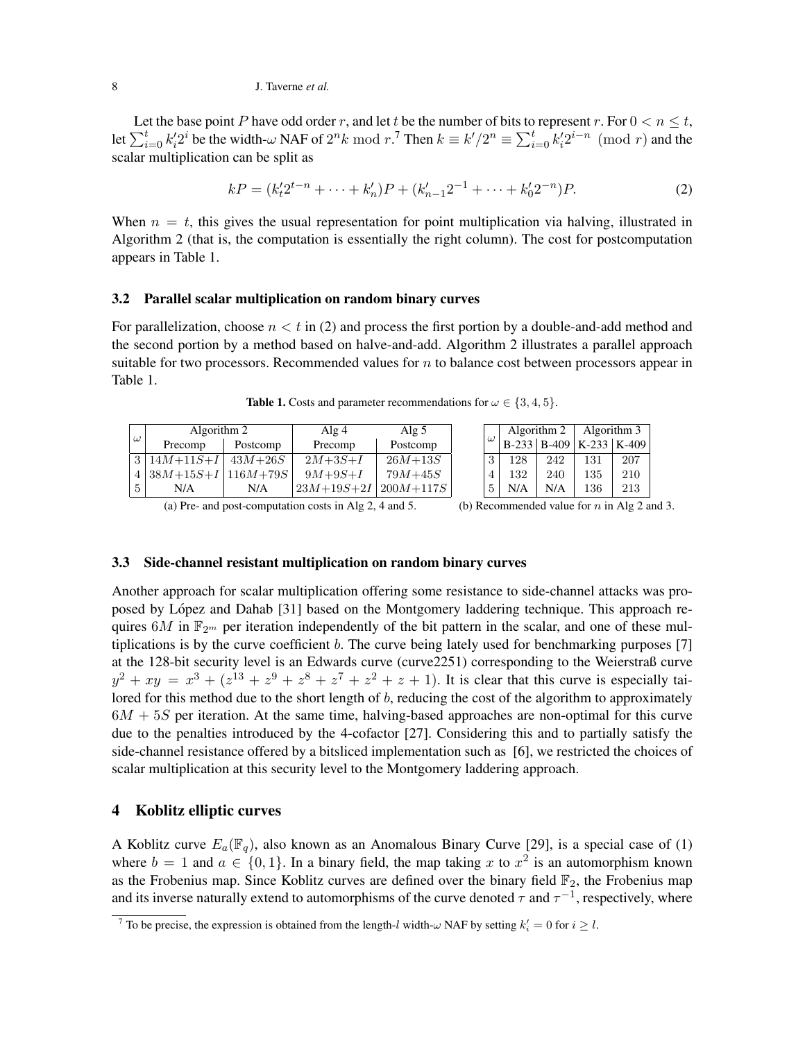Let the base point $P$ have odd order $r$, and let $t$ be the number of bits to represent $r$. For $0 < n \leq t$, let $\sum_{i=0}^{t} k'_i 2^i$ be the width-$\omega$ NAF of $2^n k \bmod r$.[7] Then $k \equiv k'/2^n \equiv \sum_{i=0}^{t} k'_i 2^{i-n} \pmod{r}$ and the scalar multiplication can be split as

$$kP = (k'_t 2^{t-n} + \cdots + k'_n)P + (k'_{n-1} 2^{-1} + \cdots + k'_0 2^{-n})P. \tag{2}$$

When $n = t$, this gives the usual representation for point multiplication via halving, illustrated in Algorithm 2 (that is, the computation is essentially the right column). The cost for postcomputation appears in Table 1.

### 3.2 Parallel scalar multiplication on random binary curves

For parallelization, choose $n < t$ in (2) and process the first portion by a double-and-add method and the second portion by a method based on halve-and-add. Algorithm 2 illustrates a parallel approach suitable for two processors. Recommended values for $n$ to balance cost between processors appear in Table 1.

**Table 1.** Costs and parameter recommendations for $\omega \in \{3, 4, 5\}$.

| $\omega$ | Algorithm 2 | | Alg 4 | Alg 5 |
|---|---|---|---|---|
| | Precomp | Postcomp | Precomp | Postcomp |
| 3 | $14M+11S+I$ | $43M+26S$ | $2M+3S+I$ | $26M+13S$ |
| 4 | $38M+15S+I$ | $116M+79S$ | $9M+9S+I$ | $79M+45S$ |
| 5 | N/A | N/A | $23M+19S+2I$ | $200M+117S$ |

(a) Pre- and post-computation costs in Alg 2, 4 and 5.

| $\omega$ | Algorithm 2 | | Algorithm 3 | |
|---|---|---|---|---|
| | B-233 | B-409 | K-233 | K-409 |
| 3 | 128 | 242 | 131 | 207 |
| 4 | 132 | 240 | 135 | 210 |
| 5 | N/A | N/A | 136 | 213 |

(b) Recommended value for $n$ in Alg 2 and 3.

### 3.3 Side-channel resistant multiplication on random binary curves

Another approach for scalar multiplication offering some resistance to side-channel attacks was proposed by López and Dahab [31] based on the Montgomery laddering technique. This approach requires $6M$ in $\mathbb{F}_{2^m}$ per iteration independently of the bit pattern in the scalar, and one of these multiplications is by the curve coefficient $b$. The curve being lately used for benchmarking purposes [7] at the 128-bit security level is an Edwards curve (curve2251) corresponding to the Weierstraß curve $y^2 + xy = x^3 + (z^{13} + z^9 + z^8 + z^7 + z^2 + z + 1)$. It is clear that this curve is especially tailored for this method due to the short length of $b$, reducing the cost of the algorithm to approximately $6M + 5S$ per iteration. At the same time, halving-based approaches are non-optimal for this curve due to the penalties introduced by the 4-cofactor [27]. Considering this and to partially satisfy the side-channel resistance offered by a bitsliced implementation such as [6], we restricted the choices of scalar multiplication at this security level to the Montgomery laddering approach.

## 4 Koblitz elliptic curves

A Koblitz curve $E_a(\mathbb{F}_q)$, also known as an Anomalous Binary Curve [29], is a special case of (1) where $b = 1$ and $a \in \{0, 1\}$. In a binary field, the map taking $x$ to $x^2$ is an automorphism known as the Frobenius map. Since Koblitz curves are defined over the binary field $\mathbb{F}_2$, the Frobenius map and its inverse naturally extend to automorphisms of the curve denoted $\tau$ and $\tau^{-1}$, respectively, where

[7] To be precise, the expression is obtained from the length-$l$ width-$\omega$ NAF by setting $k'_i = 0$ for $i \geq l$.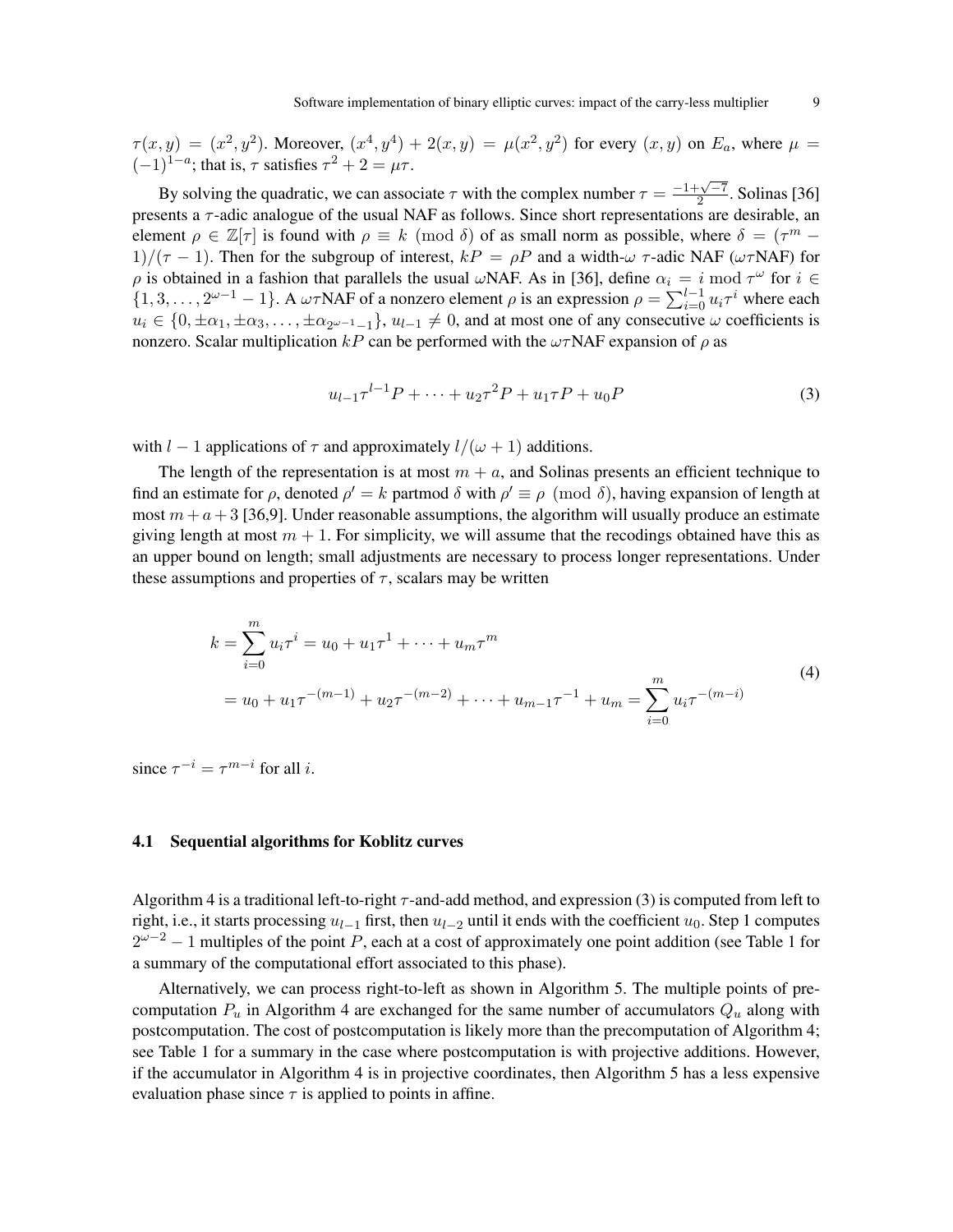$\tau(x, y) = (x^2, y^2)$. Moreover, $(x^4, y^4) + 2(x, y) = \mu(x^2, y^2)$ for every $(x, y)$ on $E_a$, where $\mu = (-1)^{1-a}$; that is, $\tau$ satisfies $\tau^2 + 2 = \mu\tau$.

By solving the quadratic, we can associate $\tau$ with the complex number $\tau = \frac{-1+\sqrt{-7}}{2}$. Solinas [36] presents a $\tau$-adic analogue of the usual NAF as follows. Since short representations are desirable, an element $\rho \in \mathbb{Z}[\tau]$ is found with $\rho \equiv k \pmod{\delta}$ of as small norm as possible, where $\delta = (\tau^m - 1)/(\tau - 1)$. Then for the subgroup of interest, $kP = \rho P$ and a width-$\omega$ $\tau$-adic NAF ($\omega\tau$NAF) for $\rho$ is obtained in a fashion that parallels the usual $\omega$NAF. As in [36], define $\alpha_i = i \bmod \tau^\omega$ for $i \in \{1, 3, \ldots, 2^{\omega-1} - 1\}$. A $\omega\tau$NAF of a nonzero element $\rho$ is an expression $\rho = \sum_{i=0}^{l-1} u_i \tau^i$ where each $u_i \in \{0, \pm\alpha_1, \pm\alpha_3, \ldots, \pm\alpha_{2^{\omega-1}-1}\}$, $u_{l-1} \neq 0$, and at most one of any consecutive $\omega$ coefficients is nonzero. Scalar multiplication $kP$ can be performed with the $\omega\tau$NAF expansion of $\rho$ as

$$u_{l-1}\tau^{l-1}P + \cdots + u_2\tau^2P + u_1\tau P + u_0P \tag{3}$$

with $l - 1$ applications of $\tau$ and approximately $l/(\omega + 1)$ additions.

The length of the representation is at most $m + a$, and Solinas presents an efficient technique to find an estimate for $\rho$, denoted $\rho' = k$ partmod $\delta$ with $\rho' \equiv \rho \pmod{\delta}$, having expansion of length at most $m + a + 3$ [36,9]. Under reasonable assumptions, the algorithm will usually produce an estimate giving length at most $m + 1$. For simplicity, we will assume that the recodings obtained have this as an upper bound on length; small adjustments are necessary to process longer representations. Under these assumptions and properties of $\tau$, scalars may be written

$$\begin{aligned} k &= \sum_{i=0}^{m} u_i\tau^i = u_0 + u_1\tau^1 + \cdots + u_m\tau^m \\ &= u_0 + u_1\tau^{-(m-1)} + u_2\tau^{-(m-2)} + \cdots + u_{m-1}\tau^{-1} + u_m = \sum_{i=0}^{m} u_i\tau^{-(m-i)} \end{aligned} \tag{4}$$

since $\tau^{-i} = \tau^{m-i}$ for all $i$.

### 4.1 Sequential algorithms for Koblitz curves

Algorithm 4 is a traditional left-to-right $\tau$-and-add method, and expression (3) is computed from left to right, i.e., it starts processing $u_{l-1}$ first, then $u_{l-2}$ until it ends with the coefficient $u_0$. Step 1 computes $2^{\omega-2} - 1$ multiples of the point $P$, each at a cost of approximately one point addition (see Table 1 for a summary of the computational effort associated to this phase).

Alternatively, we can process right-to-left as shown in Algorithm 5. The multiple points of precomputation $P_u$ in Algorithm 4 are exchanged for the same number of accumulators $Q_u$ along with postcomputation. The cost of postcomputation is likely more than the precomputation of Algorithm 4; see Table 1 for a summary in the case where postcomputation is with projective additions. However, if the accumulator in Algorithm 4 is in projective coordinates, then Algorithm 5 has a less expensive evaluation phase since $\tau$ is applied to points in affine.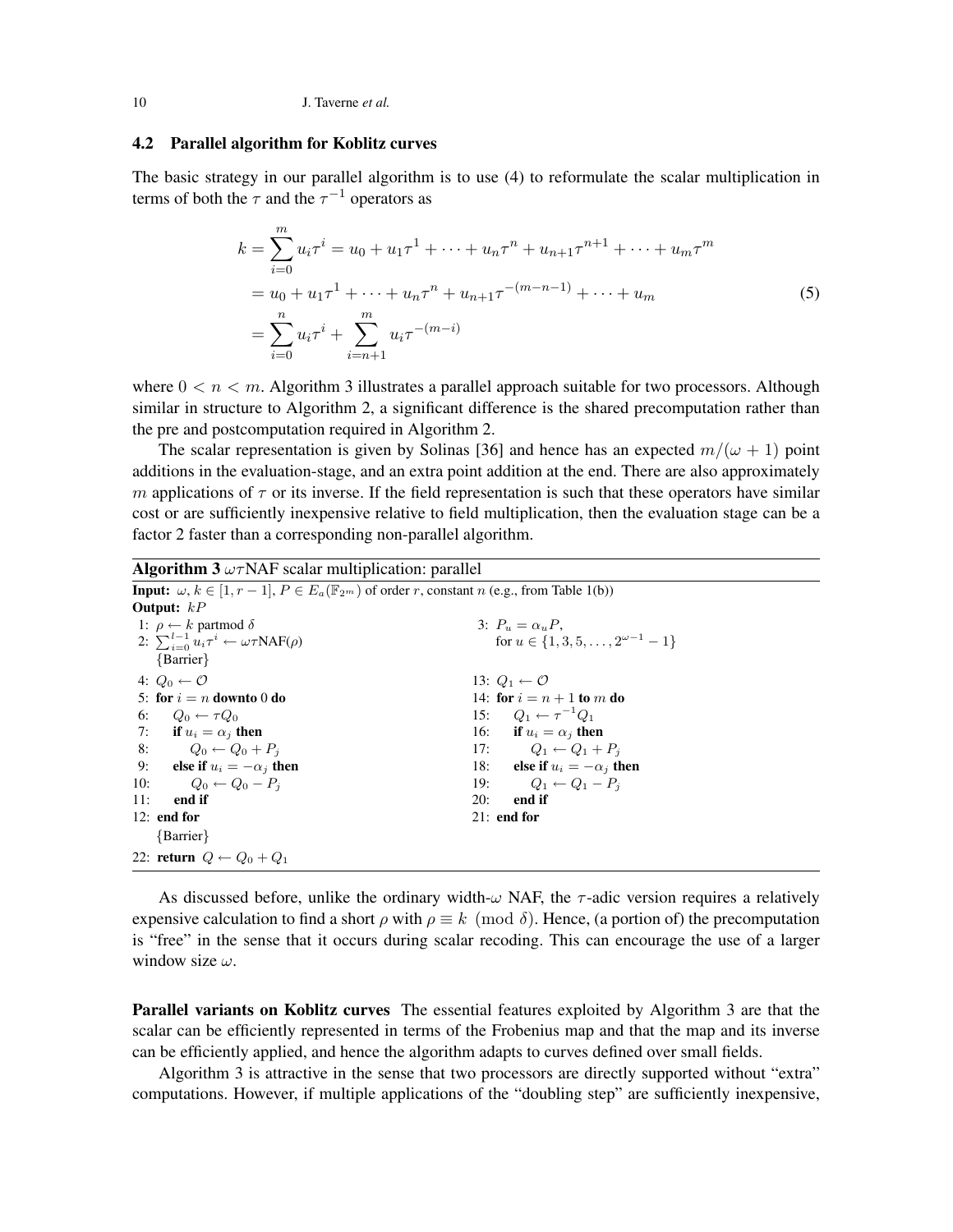### 4.2 Parallel algorithm for Koblitz curves

The basic strategy in our parallel algorithm is to use (4) to reformulate the scalar multiplication in terms of both the $\tau$ and the $\tau^{-1}$ operators as

$$
\begin{aligned}
k &= \sum_{i=0}^{m} u_i \tau^i = u_0 + u_1\tau^1 + \cdots + u_n\tau^n + u_{n+1}\tau^{n+1} + \cdots + u_m\tau^m \\
&= u_0 + u_1\tau^1 + \cdots + u_n\tau^n + u_{n+1}\tau^{-(m-n-1)} + \cdots + u_m \\
&= \sum_{i=0}^{n} u_i\tau^i + \sum_{i=n+1}^{m} u_i\tau^{-(m-i)}
\end{aligned}
\tag{5}
$$

where $0 < n < m$. Algorithm 3 illustrates a parallel approach suitable for two processors. Although similar in structure to Algorithm 2, a significant difference is the shared precomputation rather than the pre and postcomputation required in Algorithm 2.

The scalar representation is given by Solinas [36] and hence has an expected $m/(\omega+1)$ point additions in the evaluation-stage, and an extra point addition at the end. There are also approximately $m$ applications of $\tau$ or its inverse. If the field representation is such that these operators have similar cost or are sufficiently inexpensive relative to field multiplication, then the evaluation stage can be a factor 2 faster than a corresponding non-parallel algorithm.

**Algorithm 3** $\omega\tau$NAF scalar multiplication: parallel

**Input:** $\omega, k \in [1, r-1]$, $P \in E_a(\mathbb{F}_{2^m})$ of order $r$, constant $n$ (e.g., from Table 1(b))
**Output:** $kP$

```
1: ρ ← k partmod δ                          3: P_u = α_u P,
2: Σ_{i=0}^{l-1} u_i τ^i ← ωτNAF(ρ)            for u ∈ {1, 3, 5, ..., 2^{ω-1} − 1}
   {Barrier}
4: Q_0 ← O                                  13: Q_1 ← O
5: for i = n downto 0 do                    14: for i = n + 1 to m do
6:    Q_0 ← τ Q_0                           15:    Q_1 ← τ^{-1} Q_1
7:    if u_i = α_j then                     16:    if u_i = α_j then
8:       Q_0 ← Q_0 + P_j                    17:       Q_1 ← Q_1 + P_j
9:    else if u_i = −α_j then               18:    else if u_i = −α_j then
10:      Q_0 ← Q_0 − P_j                    19:       Q_1 ← Q_1 − P_j
11:   end if                                20:    end if
12: end for                                 21: end for
   {Barrier}
22: return Q ← Q_0 + Q_1
```

As discussed before, unlike the ordinary width-$\omega$ NAF, the $\tau$-adic version requires a relatively expensive calculation to find a short $\rho$ with $\rho \equiv k \pmod{\delta}$. Hence, (a portion of) the precomputation is "free" in the sense that it occurs during scalar recoding. This can encourage the use of a larger window size $\omega$.

**Parallel variants on Koblitz curves** The essential features exploited by Algorithm 3 are that the scalar can be efficiently represented in terms of the Frobenius map and that the map and its inverse can be efficiently applied, and hence the algorithm adapts to curves defined over small fields.

Algorithm 3 is attractive in the sense that two processors are directly supported without "extra" computations. However, if multiple applications of the "doubling step" are sufficiently inexpensive,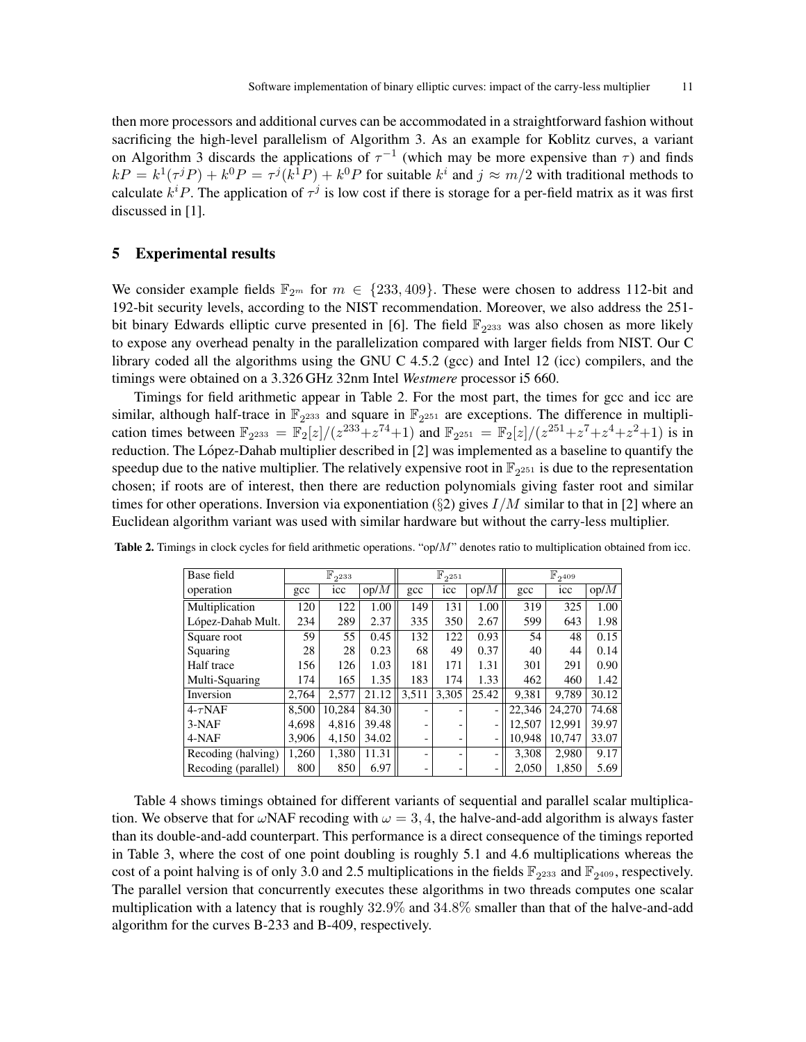then more processors and additional curves can be accommodated in a straightforward fashion without sacrificing the high-level parallelism of Algorithm 3. As an example for Koblitz curves, a variant on Algorithm 3 discards the applications of $\tau^{-1}$ (which may be more expensive than $\tau$) and finds $kP = k^1(\tau^j P) + k^0 P = \tau^j(k^1 P) + k^0 P$ for suitable $k^i$ and $j \approx m/2$ with traditional methods to calculate $k^i P$. The application of $\tau^j$ is low cost if there is storage for a per-field matrix as it was first discussed in [1].

## 5 Experimental results

We consider example fields $\mathbb{F}_{2^m}$ for $m \in \{233, 409\}$. These were chosen to address 112-bit and 192-bit security levels, according to the NIST recommendation. Moreover, we also address the 251-bit binary Edwards elliptic curve presented in [6]. The field $\mathbb{F}_{2^{233}}$ was also chosen as more likely to expose any overhead penalty in the parallelization compared with larger fields from NIST. Our C library coded all the algorithms using the GNU C 4.5.2 (gcc) and Intel 12 (icc) compilers, and the timings were obtained on a 3.326 GHz 32nm Intel *Westmere* processor i5 660.

Timings for field arithmetic appear in Table 2. For the most part, the times for gcc and icc are similar, although half-trace in $\mathbb{F}_{2^{233}}$ and square in $\mathbb{F}_{2^{251}}$ are exceptions. The difference in multiplication times between $\mathbb{F}_{2^{233}} = \mathbb{F}_2[z]/(z^{233}+z^{74}+1)$ and $\mathbb{F}_{2^{251}} = \mathbb{F}_2[z]/(z^{251}+z^7+z^4+z^2+1)$ is in reduction. The López-Dahab multiplier described in [2] was implemented as a baseline to quantify the speedup due to the native multiplier. The relatively expensive root in $\mathbb{F}_{2^{251}}$ is due to the representation chosen; if roots are of interest, then there are reduction polynomials giving faster root and similar times for other operations. Inversion via exponentiation (§2) gives $I/M$ similar to that in [2] where an Euclidean algorithm variant was used with similar hardware but without the carry-less multiplier.

**Table 2.** Timings in clock cycles for field arithmetic operations. "op/$M$" denotes ratio to multiplication obtained from icc.

| Base field | $\mathbb{F}_{2^{233}}$ | | | $\mathbb{F}_{2^{251}}$ | | | $\mathbb{F}_{2^{409}}$ | | |
|---|---|---|---|---|---|---|---|---|---|
| operation | gcc | icc | op/$M$ | gcc | icc | op/$M$ | gcc | icc | op/$M$ |
| Multiplication | 120 | 122 | 1.00 | 149 | 131 | 1.00 | 319 | 325 | 1.00 |
| López-Dahab Mult. | 234 | 289 | 2.37 | 335 | 350 | 2.67 | 599 | 643 | 1.98 |
| Square root | 59 | 55 | 0.45 | 132 | 122 | 0.93 | 54 | 48 | 0.15 |
| Squaring | 28 | 28 | 0.23 | 68 | 49 | 0.37 | 40 | 44 | 0.14 |
| Half trace | 156 | 126 | 1.03 | 181 | 171 | 1.31 | 301 | 291 | 0.90 |
| Multi-Squaring | 174 | 165 | 1.35 | 183 | 174 | 1.33 | 462 | 460 | 1.42 |
| Inversion | 2,764 | 2,577 | 21.12 | 3,511 | 3,305 | 25.42 | 9,381 | 9,789 | 30.12 |
| 4-$\tau$NAF | 8,500 | 10,284 | 84.30 | - | - | - | 22,346 | 24,270 | 74.68 |
| 3-NAF | 4,698 | 4,816 | 39.48 | - | - | - | 12,507 | 12,991 | 39.97 |
| 4-NAF | 3,906 | 4,150 | 34.02 | - | - | - | 10,948 | 10,747 | 33.07 |
| Recoding (halving) | 1,260 | 1,380 | 11.31 | - | - | - | 3,308 | 2,980 | 9.17 |
| Recoding (parallel) | 800 | 850 | 6.97 | - | - | - | 2,050 | 1,850 | 5.69 |

Table 4 shows timings obtained for different variants of sequential and parallel scalar multiplication. We observe that for $\omega$NAF recoding with $\omega = 3, 4$, the halve-and-add algorithm is always faster than its double-and-add counterpart. This performance is a direct consequence of the timings reported in Table 3, where the cost of one point doubling is roughly 5.1 and 4.6 multiplications whereas the cost of a point halving is of only 3.0 and 2.5 multiplications in the fields $\mathbb{F}_{2^{233}}$ and $\mathbb{F}_{2^{409}}$, respectively. The parallel version that concurrently executes these algorithms in two threads computes one scalar multiplication with a latency that is roughly $32.9\%$ and $34.8\%$ smaller than that of the halve-and-add algorithm for the curves B-233 and B-409, respectively.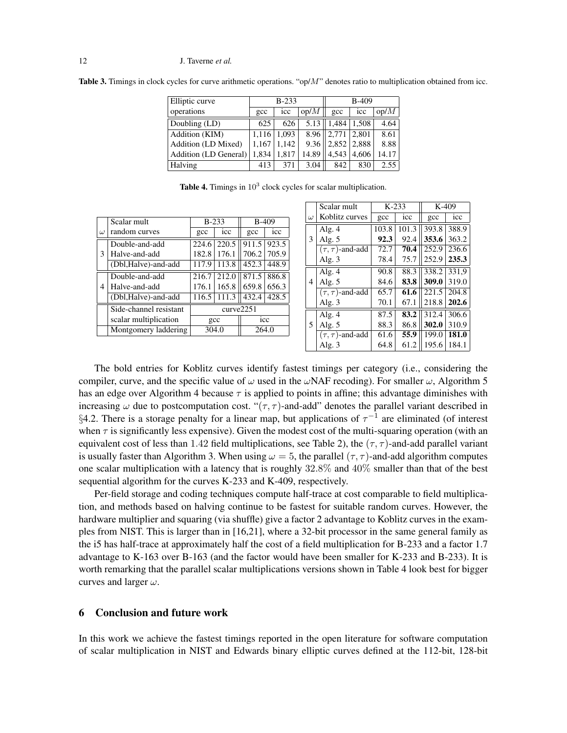**Table 3.** Timings in clock cycles for curve arithmetic operations. "op/$M$" denotes ratio to multiplication obtained from icc.

| Elliptic curve | B-233 | | | B-409 | | |
|---|---|---|---|---|---|---|
| operations | gcc | icc | op/$M$ | gcc | icc | op/$M$ |
| Doubling (LD) | 625 | 626 | 5.13 | 1,484 | 1,508 | 4.64 |
| Addition (KIM) | 1,116 | 1,093 | 8.96 | 2,771 | 2,801 | 8.61 |
| Addition (LD Mixed) | 1,167 | 1,142 | 9.36 | 2,852 | 2,888 | 8.88 |
| Addition (LD General) | 1,834 | 1,817 | 14.89 | 4,543 | 4,606 | 14.17 |
| Halving | 413 | 371 | 3.04 | 842 | 830 | 2.55 |

**Table 4.** Timings in $10^3$ clock cycles for scalar multiplication.

| $\omega$ | Scalar mult random curves | B-233 gcc | B-233 icc | B-409 gcc | B-409 icc |
|---|---|---|---|---|---|
| 3 | Double-and-add | 224.6 | 220.5 | 911.5 | 923.5 |
| 3 | Halve-and-add | 182.8 | 176.1 | 706.2 | 705.9 |
| 3 | (Dbl,Halve)-and-add | 117.9 | 113.8 | 452.3 | 448.9 |
| 4 | Double-and-add | 216.7 | 212.0 | 871.5 | 886.8 |
| 4 | Halve-and-add | 176.1 | 165.8 | 659.8 | 656.3 |
| 4 | (Dbl,Halve)-and-add | 116.5 | 111.3 | 432.4 | 428.5 |

| Side-channel resistant scalar multiplication | curve2251 gcc | curve2251 icc |
|---|---|---|
| Montgomery laddering | 304.0 | 264.0 |

| $\omega$ | Scalar mult Koblitz curves | K-233 gcc | K-233 icc | K-409 gcc | K-409 icc |
|---|---|---|---|---|---|
| 3 | Alg. 4 | 103.8 | 101.3 | 393.8 | 388.9 |
| 3 | Alg. 5 | **92.3** | 92.4 | **353.6** | 363.2 |
| 3 | $(\tau,\tau)$-and-add | 72.7 | **70.4** | 252.9 | 236.6 |
| 3 | Alg. 3 | 78.4 | 75.7 | 252.9 | **235.3** |
| 4 | Alg. 4 | 90.8 | 88.3 | 338.2 | 331,9 |
| 4 | Alg. 5 | 84.6 | **83.8** | **309.0** | 319.0 |
| 4 | $(\tau,\tau)$-and-add | 65.7 | **61.6** | 221.5 | 204.8 |
| 4 | Alg. 3 | 70.1 | 67.1 | 218.8 | **202.6** |
| 5 | Alg. 4 | 87.5 | **83.2** | 312.4 | 306.6 |
| 5 | Alg. 5 | 88.3 | 86.8 | **302.0** | 310.9 |
| 5 | $(\tau,\tau)$-and-add | 61.6 | **55.9** | 199.0 | **181.0** |
| 5 | Alg. 3 | 64.8 | 61.2 | 195.6 | 184.1 |

The bold entries for Koblitz curves identify fastest timings per category (i.e., considering the compiler, curve, and the specific value of $\omega$ used in the $\omega$NAF recoding). For smaller $\omega$, Algorithm 5 has an edge over Algorithm 4 because $\tau$ is applied to points in affine; this advantage diminishes with increasing $\omega$ due to postcomputation cost. "$(\tau,\tau)$-and-add" denotes the parallel variant described in §4.2. There is a storage penalty for a linear map, but applications of $\tau^{-1}$ are eliminated (of interest when $\tau$ is significantly less expensive). Given the modest cost of the multi-squaring operation (with an equivalent cost of less than 1.42 field multiplications, see Table 2), the $(\tau,\tau)$-and-add parallel variant is usually faster than Algorithm 3. When using $\omega = 5$, the parallel $(\tau,\tau)$-and-add algorithm computes one scalar multiplication with a latency that is roughly 32.8% and 40% smaller than that of the best sequential algorithm for the curves K-233 and K-409, respectively.

Per-field storage and coding techniques compute half-trace at cost comparable to field multiplication, and methods based on halving continue to be fastest for suitable random curves. However, the hardware multiplier and squaring (via shuffle) give a factor 2 advantage to Koblitz curves in the examples from NIST. This is larger than in [16,21], where a 32-bit processor in the same general family as the i5 has half-trace at approximately half the cost of a field multiplication for B-233 and a factor 1.7 advantage to K-163 over B-163 (and the factor would have been smaller for K-233 and B-233). It is worth remarking that the parallel scalar multiplications versions shown in Table 4 look best for bigger curves and larger $\omega$.

## 6 Conclusion and future work

In this work we achieve the fastest timings reported in the open literature for software computation of scalar multiplication in NIST and Edwards binary elliptic curves defined at the 112-bit, 128-bit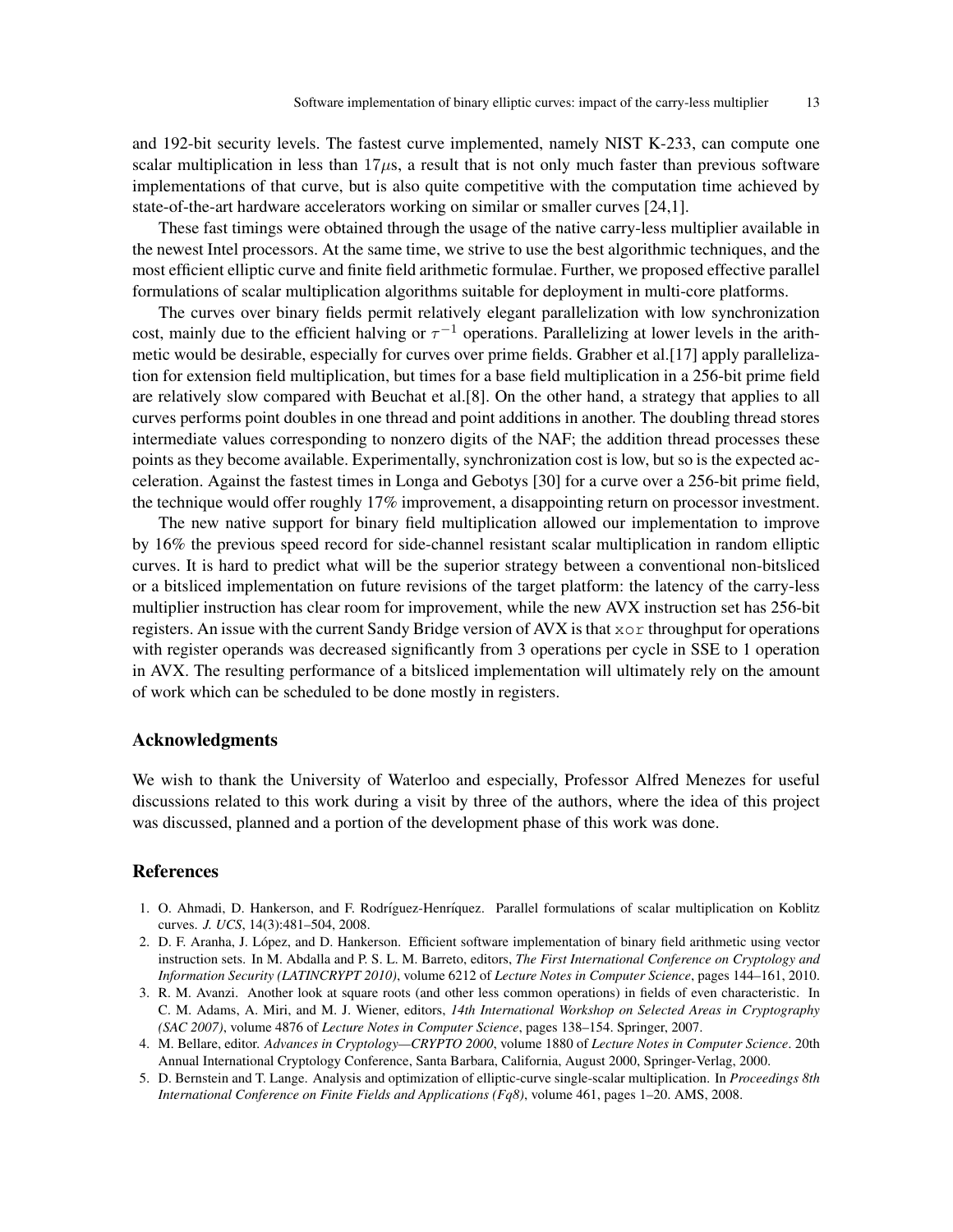and 192-bit security levels. The fastest curve implemented, namely NIST K-233, can compute one scalar multiplication in less than 17$\mu$s, a result that is not only much faster than previous software implementations of that curve, but is also quite competitive with the computation time achieved by state-of-the-art hardware accelerators working on similar or smaller curves [24,1].

These fast timings were obtained through the usage of the native carry-less multiplier available in the newest Intel processors. At the same time, we strive to use the best algorithmic techniques, and the most efficient elliptic curve and finite field arithmetic formulae. Further, we proposed effective parallel formulations of scalar multiplication algorithms suitable for deployment in multi-core platforms.

The curves over binary fields permit relatively elegant parallelization with low synchronization cost, mainly due to the efficient halving or $\tau^{-1}$ operations. Parallelizing at lower levels in the arithmetic would be desirable, especially for curves over prime fields. Grabher et al.[17] apply parallelization for extension field multiplication, but times for a base field multiplication in a 256-bit prime field are relatively slow compared with Beuchat et al.[8]. On the other hand, a strategy that applies to all curves performs point doubles in one thread and point additions in another. The doubling thread stores intermediate values corresponding to nonzero digits of the NAF; the addition thread processes these points as they become available. Experimentally, synchronization cost is low, but so is the expected acceleration. Against the fastest times in Longa and Gebotys [30] for a curve over a 256-bit prime field, the technique would offer roughly 17% improvement, a disappointing return on processor investment.

The new native support for binary field multiplication allowed our implementation to improve by 16% the previous speed record for side-channel resistant scalar multiplication in random elliptic curves. It is hard to predict what will be the superior strategy between a conventional non-bitsliced or a bitsliced implementation on future revisions of the target platform: the latency of the carry-less multiplier instruction has clear room for improvement, while the new AVX instruction set has 256-bit registers. An issue with the current Sandy Bridge version of AVX is that `xor` throughput for operations with register operands was decreased significantly from 3 operations per cycle in SSE to 1 operation in AVX. The resulting performance of a bitsliced implementation will ultimately rely on the amount of work which can be scheduled to be done mostly in registers.

## Acknowledgments

We wish to thank the University of Waterloo and especially, Professor Alfred Menezes for useful discussions related to this work during a visit by three of the authors, where the idea of this project was discussed, planned and a portion of the development phase of this work was done.

## References

1. O. Ahmadi, D. Hankerson, and F. Rodríguez-Henríquez. Parallel formulations of scalar multiplication on Koblitz curves. *J. UCS*, 14(3):481–504, 2008.
2. D. F. Aranha, J. López, and D. Hankerson. Efficient software implementation of binary field arithmetic using vector instruction sets. In M. Abdalla and P. S. L. M. Barreto, editors, *The First International Conference on Cryptology and Information Security (LATINCRYPT 2010)*, volume 6212 of *Lecture Notes in Computer Science*, pages 144–161, 2010.
3. R. M. Avanzi. Another look at square roots (and other less common operations) in fields of even characteristic. In C. M. Adams, A. Miri, and M. J. Wiener, editors, *14th International Workshop on Selected Areas in Cryptography (SAC 2007)*, volume 4876 of *Lecture Notes in Computer Science*, pages 138–154. Springer, 2007.
4. M. Bellare, editor. *Advances in Cryptology—CRYPTO 2000*, volume 1880 of *Lecture Notes in Computer Science*. 20th Annual International Cryptology Conference, Santa Barbara, California, August 2000, Springer-Verlag, 2000.
5. D. Bernstein and T. Lange. Analysis and optimization of elliptic-curve single-scalar multiplication. In *Proceedings 8th International Conference on Finite Fields and Applications (Fq8)*, volume 461, pages 1–20. AMS, 2008.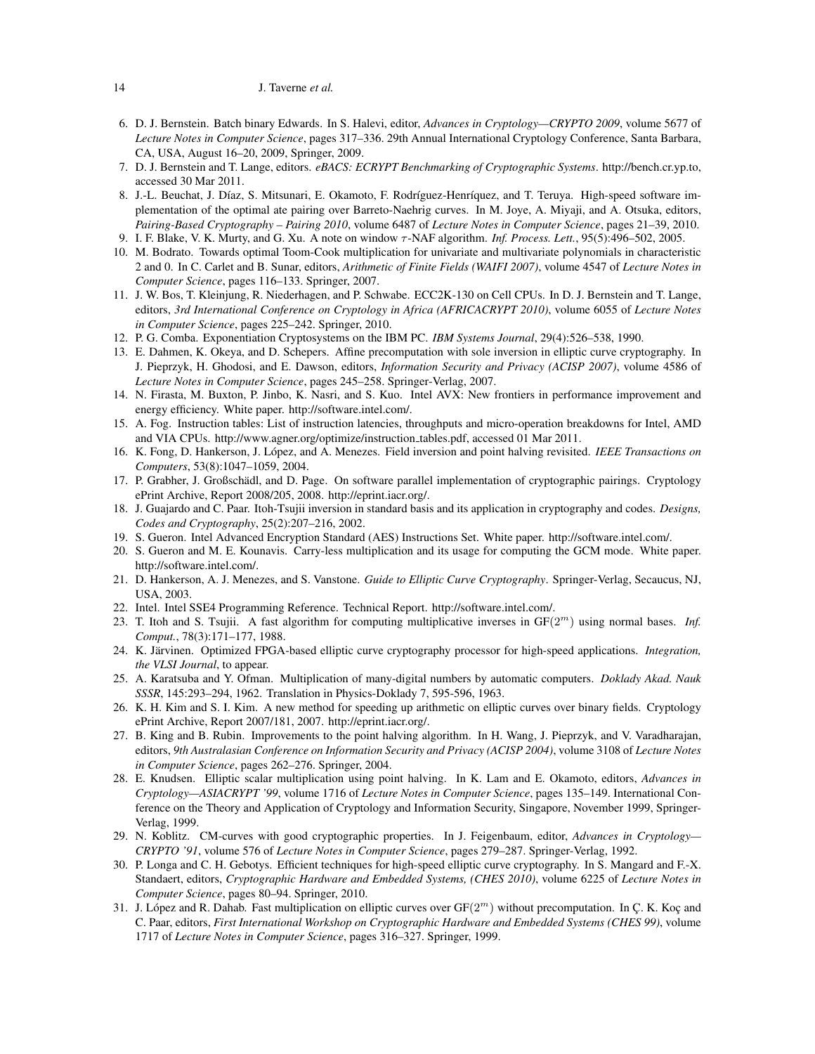6. D. J. Bernstein. Batch binary Edwards. In S. Halevi, editor, *Advances in Cryptology—CRYPTO 2009*, volume 5677 of *Lecture Notes in Computer Science*, pages 317–336. 29th Annual International Cryptology Conference, Santa Barbara, CA, USA, August 16–20, 2009, Springer, 2009.
7. D. J. Bernstein and T. Lange, editors. *eBACS: ECRYPT Benchmarking of Cryptographic Systems*. http://bench.cr.yp.to, accessed 30 Mar 2011.
8. J.-L. Beuchat, J. Díaz, S. Mitsunari, E. Okamoto, F. Rodríguez-Henríquez, and T. Teruya. High-speed software implementation of the optimal ate pairing over Barreto-Naehrig curves. In M. Joye, A. Miyaji, and A. Otsuka, editors, *Pairing-Based Cryptography – Pairing 2010*, volume 6487 of *Lecture Notes in Computer Science*, pages 21–39, 2010.
9. I. F. Blake, V. K. Murty, and G. Xu. A note on window $\tau$-NAF algorithm. *Inf. Process. Lett.*, 95(5):496–502, 2005.
10. M. Bodrato. Towards optimal Toom-Cook multiplication for univariate and multivariate polynomials in characteristic 2 and 0. In C. Carlet and B. Sunar, editors, *Arithmetic of Finite Fields (WAIFI 2007)*, volume 4547 of *Lecture Notes in Computer Science*, pages 116–133. Springer, 2007.
11. J. W. Bos, T. Kleinjung, R. Niederhagen, and P. Schwabe. ECC2K-130 on Cell CPUs. In D. J. Bernstein and T. Lange, editors, *3rd International Conference on Cryptology in Africa (AFRICACRYPT 2010)*, volume 6055 of *Lecture Notes in Computer Science*, pages 225–242. Springer, 2010.
12. P. G. Comba. Exponentiation Cryptosystems on the IBM PC. *IBM Systems Journal*, 29(4):526–538, 1990.
13. E. Dahmen, K. Okeya, and D. Schepers. Affine precomputation with sole inversion in elliptic curve cryptography. In J. Pieprzyk, H. Ghodosi, and E. Dawson, editors, *Information Security and Privacy (ACISP 2007)*, volume 4586 of *Lecture Notes in Computer Science*, pages 245–258. Springer-Verlag, 2007.
14. N. Firasta, M. Buxton, P. Jinbo, K. Nasri, and S. Kuo. Intel AVX: New frontiers in performance improvement and energy efficiency. White paper. http://software.intel.com/.
15. A. Fog. Instruction tables: List of instruction latencies, throughputs and micro-operation breakdowns for Intel, AMD and VIA CPUs. http://www.agner.org/optimize/instruction_tables.pdf, accessed 01 Mar 2011.
16. K. Fong, D. Hankerson, J. López, and A. Menezes. Field inversion and point halving revisited. *IEEE Transactions on Computers*, 53(8):1047–1059, 2004.
17. P. Grabher, J. Großschädl, and D. Page. On software parallel implementation of cryptographic pairings. Cryptology ePrint Archive, Report 2008/205, 2008. http://eprint.iacr.org/.
18. J. Guajardo and C. Paar. Itoh-Tsujii inversion in standard basis and its application in cryptography and codes. *Designs, Codes and Cryptography*, 25(2):207–216, 2002.
19. S. Gueron. Intel Advanced Encryption Standard (AES) Instructions Set. White paper. http://software.intel.com/.
20. S. Gueron and M. E. Kounavis. Carry-less multiplication and its usage for computing the GCM mode. White paper. http://software.intel.com/.
21. D. Hankerson, A. J. Menezes, and S. Vanstone. *Guide to Elliptic Curve Cryptography*. Springer-Verlag, Secaucus, NJ, USA, 2003.
22. Intel. Intel SSE4 Programming Reference. Technical Report. http://software.intel.com/.
23. T. Itoh and S. Tsujii. A fast algorithm for computing multiplicative inverses in $\mathrm{GF}(2^m)$ using normal bases. *Inf. Comput.*, 78(3):171–177, 1988.
24. K. Järvinen. Optimized FPGA-based elliptic curve cryptography processor for high-speed applications. *Integration, the VLSI Journal*, to appear.
25. A. Karatsuba and Y. Ofman. Multiplication of many-digital numbers by automatic computers. *Doklady Akad. Nauk SSSR*, 145:293–294, 1962. Translation in Physics-Doklady 7, 595-596, 1963.
26. K. H. Kim and S. I. Kim. A new method for speeding up arithmetic on elliptic curves over binary fields. Cryptology ePrint Archive, Report 2007/181, 2007. http://eprint.iacr.org/.
27. B. King and B. Rubin. Improvements to the point halving algorithm. In H. Wang, J. Pieprzyk, and V. Varadharajan, editors, *9th Australasian Conference on Information Security and Privacy (ACISP 2004)*, volume 3108 of *Lecture Notes in Computer Science*, pages 262–276. Springer, 2004.
28. E. Knudsen. Elliptic scalar multiplication using point halving. In K. Lam and E. Okamoto, editors, *Advances in Cryptology—ASIACRYPT '99*, volume 1716 of *Lecture Notes in Computer Science*, pages 135–149. International Conference on the Theory and Application of Cryptology and Information Security, Singapore, November 1999, Springer-Verlag, 1999.
29. N. Koblitz. CM-curves with good cryptographic properties. In J. Feigenbaum, editor, *Advances in Cryptology—CRYPTO '91*, volume 576 of *Lecture Notes in Computer Science*, pages 279–287. Springer-Verlag, 1992.
30. P. Longa and C. H. Gebotys. Efficient techniques for high-speed elliptic curve cryptography. In S. Mangard and F.-X. Standaert, editors, *Cryptographic Hardware and Embedded Systems, (CHES 2010)*, volume 6225 of *Lecture Notes in Computer Science*, pages 80–94. Springer, 2010.
31. J. López and R. Dahab. Fast multiplication on elliptic curves over $\mathrm{GF}(2^m)$ without precomputation. In Ç. K. Koç and C. Paar, editors, *First International Workshop on Cryptographic Hardware and Embedded Systems (CHES 99)*, volume 1717 of *Lecture Notes in Computer Science*, pages 316–327. Springer, 1999.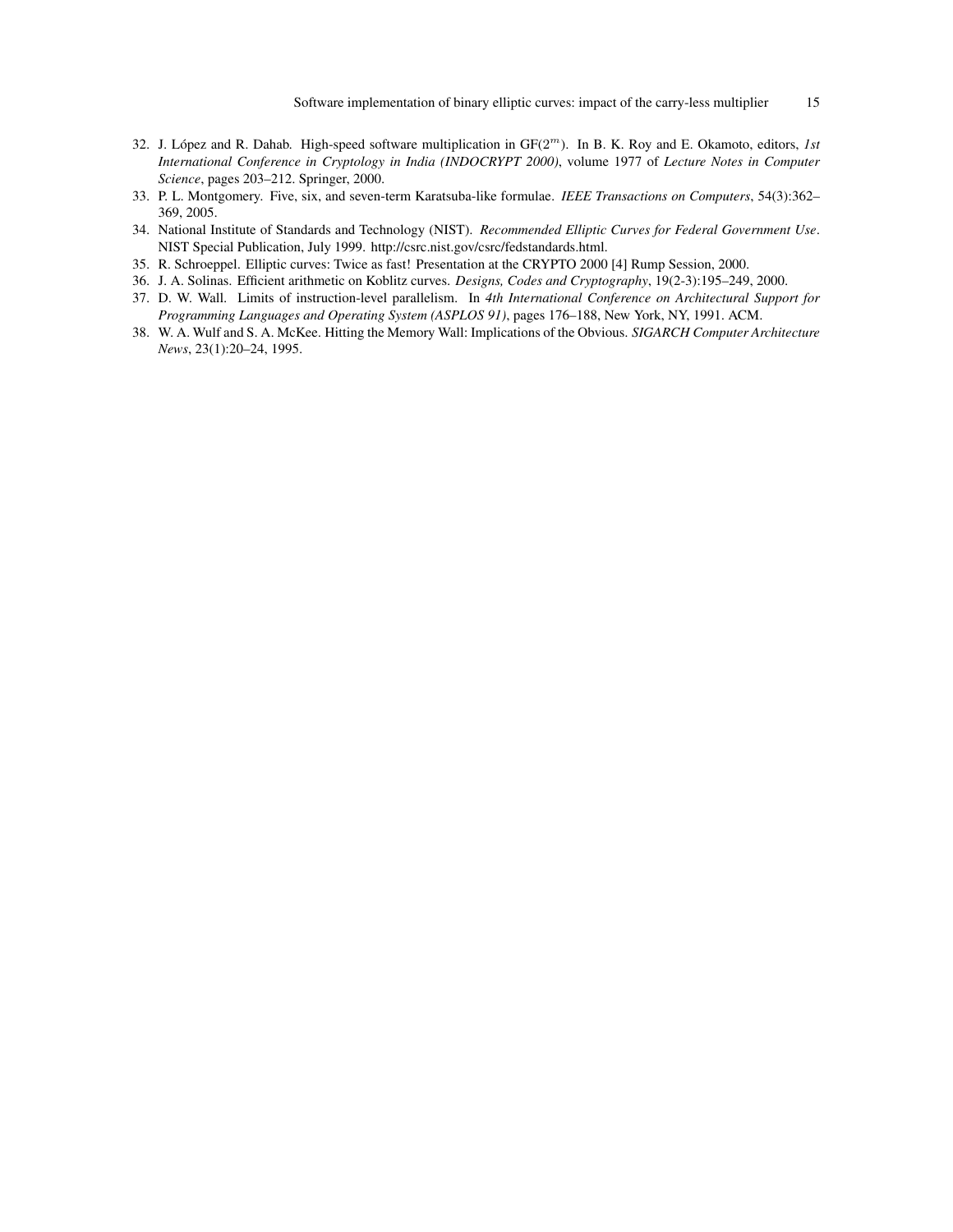32. J. López and R. Dahab. High-speed software multiplication in GF($2^m$). In B. K. Roy and E. Okamoto, editors, *1st International Conference in Cryptology in India (INDOCRYPT 2000)*, volume 1977 of *Lecture Notes in Computer Science*, pages 203–212. Springer, 2000.
33. P. L. Montgomery. Five, six, and seven-term Karatsuba-like formulae. *IEEE Transactions on Computers*, 54(3):362–369, 2005.
34. National Institute of Standards and Technology (NIST). *Recommended Elliptic Curves for Federal Government Use*. NIST Special Publication, July 1999. http://csrc.nist.gov/csrc/fedstandards.html.
35. R. Schroeppel. Elliptic curves: Twice as fast! Presentation at the CRYPTO 2000 [4] Rump Session, 2000.
36. J. A. Solinas. Efficient arithmetic on Koblitz curves. *Designs, Codes and Cryptography*, 19(2-3):195–249, 2000.
37. D. W. Wall. Limits of instruction-level parallelism. In *4th International Conference on Architectural Support for Programming Languages and Operating System (ASPLOS 91)*, pages 176–188, New York, NY, 1991. ACM.
38. W. A. Wulf and S. A. McKee. Hitting the Memory Wall: Implications of the Obvious. *SIGARCH Computer Architecture News*, 23(1):20–24, 1995.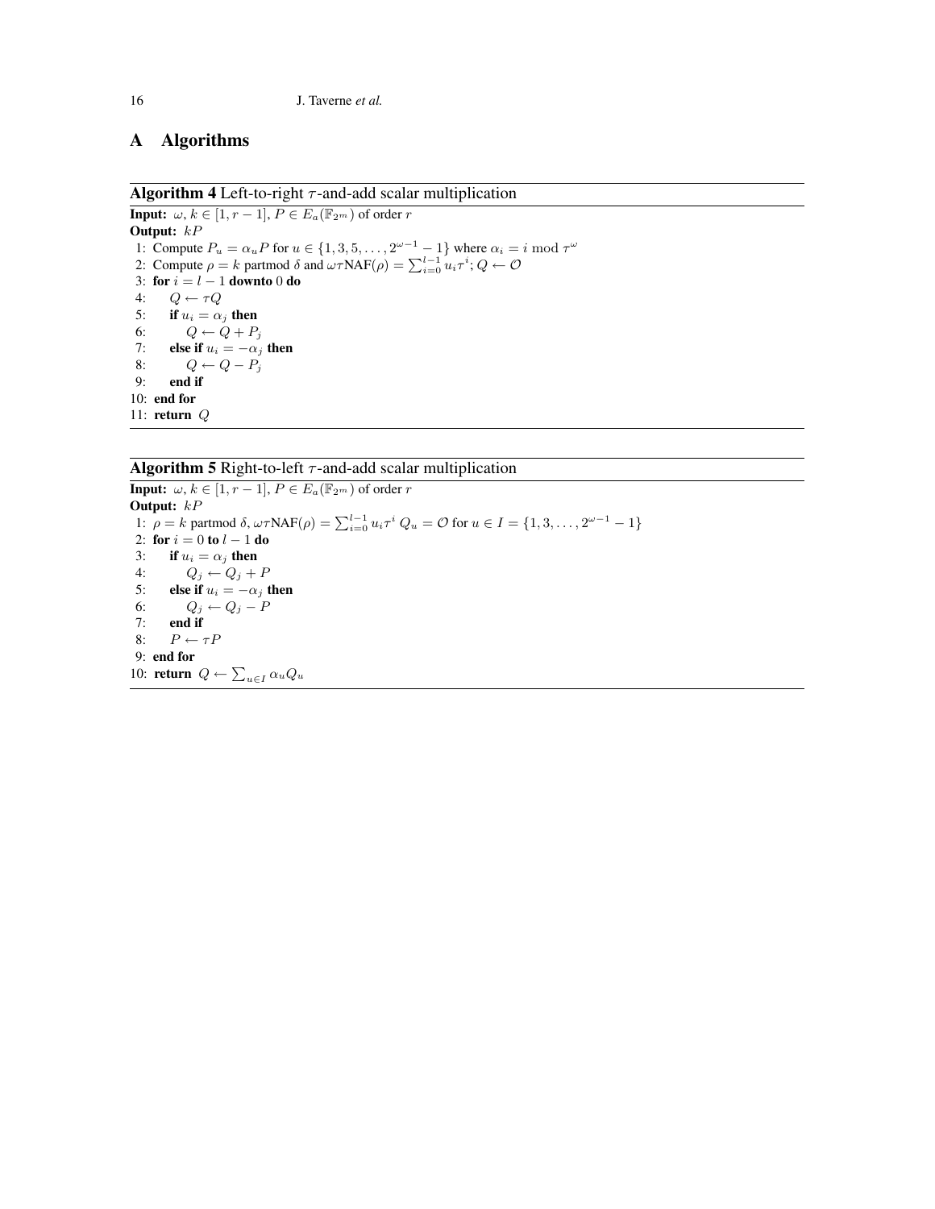## A Algorithms

**Algorithm 4** Left-to-right $\tau$-and-add scalar multiplication

**Input:** $\omega, k \in [1, r-1]$, $P \in E_a(\mathbb{F}_{2^m})$ of order $r$

**Output:** $kP$

1: Compute $P_u = \alpha_u P$ for $u \in \{1, 3, 5, \ldots, 2^{\omega-1} - 1\}$ where $\alpha_i = i \bmod \tau^\omega$
2: Compute $\rho = k$ partmod $\delta$ and $\omega\tau\text{NAF}(\rho) = \sum_{i=0}^{l-1} u_i \tau^i$; $Q \leftarrow \mathcal{O}$
3: **for** $i = l - 1$ **downto** $0$ **do**
4: $\quad Q \leftarrow \tau Q$
5: $\quad$ **if** $u_i = \alpha_j$ **then**
6: $\quad\quad Q \leftarrow Q + P_j$
7: $\quad$ **else if** $u_i = -\alpha_j$ **then**
8: $\quad\quad Q \leftarrow Q - P_j$
9: $\quad$ **end if**
10: **end for**
11: **return** $Q$

**Algorithm 5** Right-to-left $\tau$-and-add scalar multiplication

**Input:** $\omega, k \in [1, r-1]$, $P \in E_a(\mathbb{F}_{2^m})$ of order $r$

**Output:** $kP$

1: $\rho = k$ partmod $\delta$, $\omega\tau\text{NAF}(\rho) = \sum_{i=0}^{l-1} u_i \tau^i$ $Q_u = \mathcal{O}$ for $u \in I = \{1, 3, \ldots, 2^{\omega-1} - 1\}$
2: **for** $i = 0$ **to** $l - 1$ **do**
3: $\quad$ **if** $u_i = \alpha_j$ **then**
4: $\quad\quad Q_j \leftarrow Q_j + P$
5: $\quad$ **else if** $u_i = -\alpha_j$ **then**
6: $\quad\quad Q_j \leftarrow Q_j - P$
7: $\quad$ **end if**
8: $\quad P \leftarrow \tau P$
9: **end for**
10: **return** $Q \leftarrow \sum_{u \in I} \alpha_u Q_u$